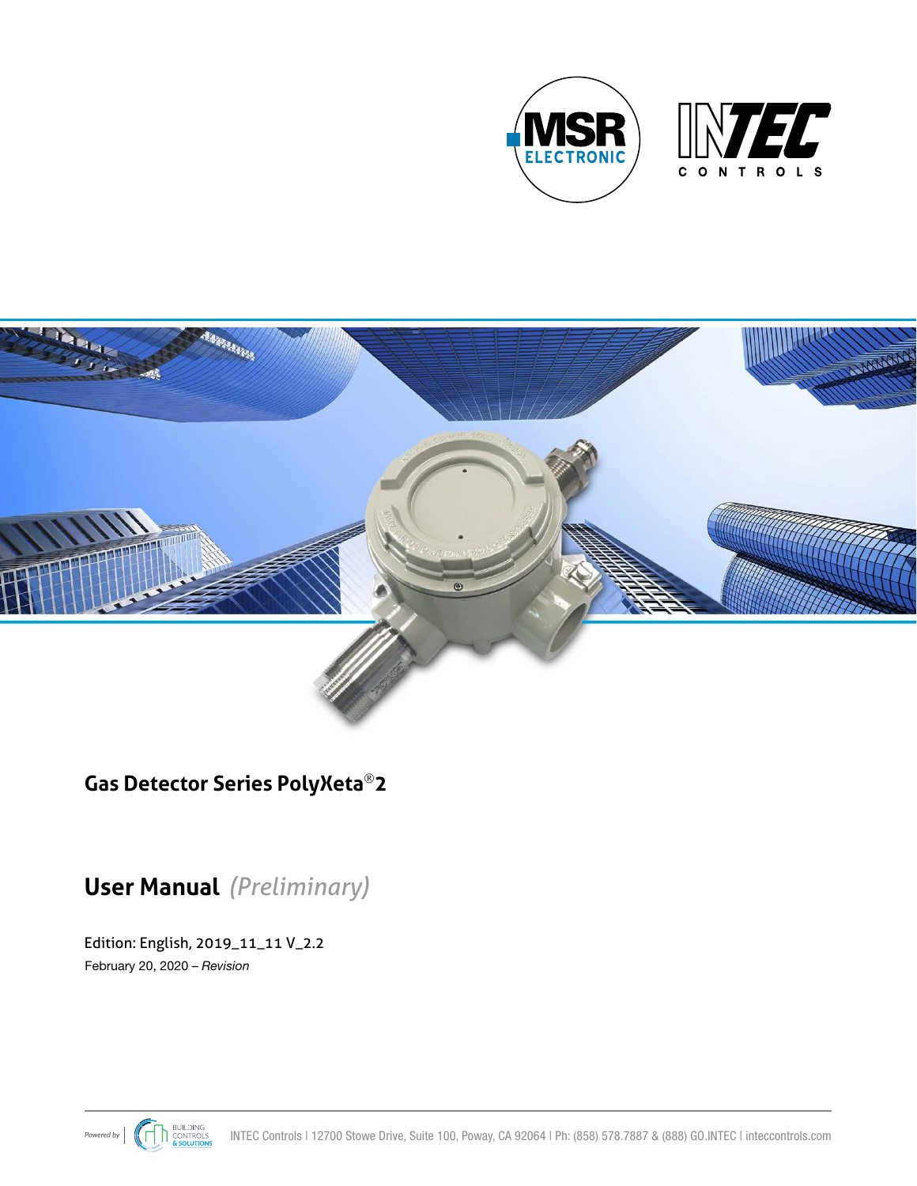# Gas Detector Series PolyXeta®2

## User Manual *(Preliminary)*

Edition: English, 2019_11_11 V_2.2

February 20, 2020 – *Revision*

INTEC Controls | 12700 Stowe Drive, Suite 100, Poway, CA 92064 | Ph: (858) 578.7887 & (888) GO.INTEC | inteccontrols.com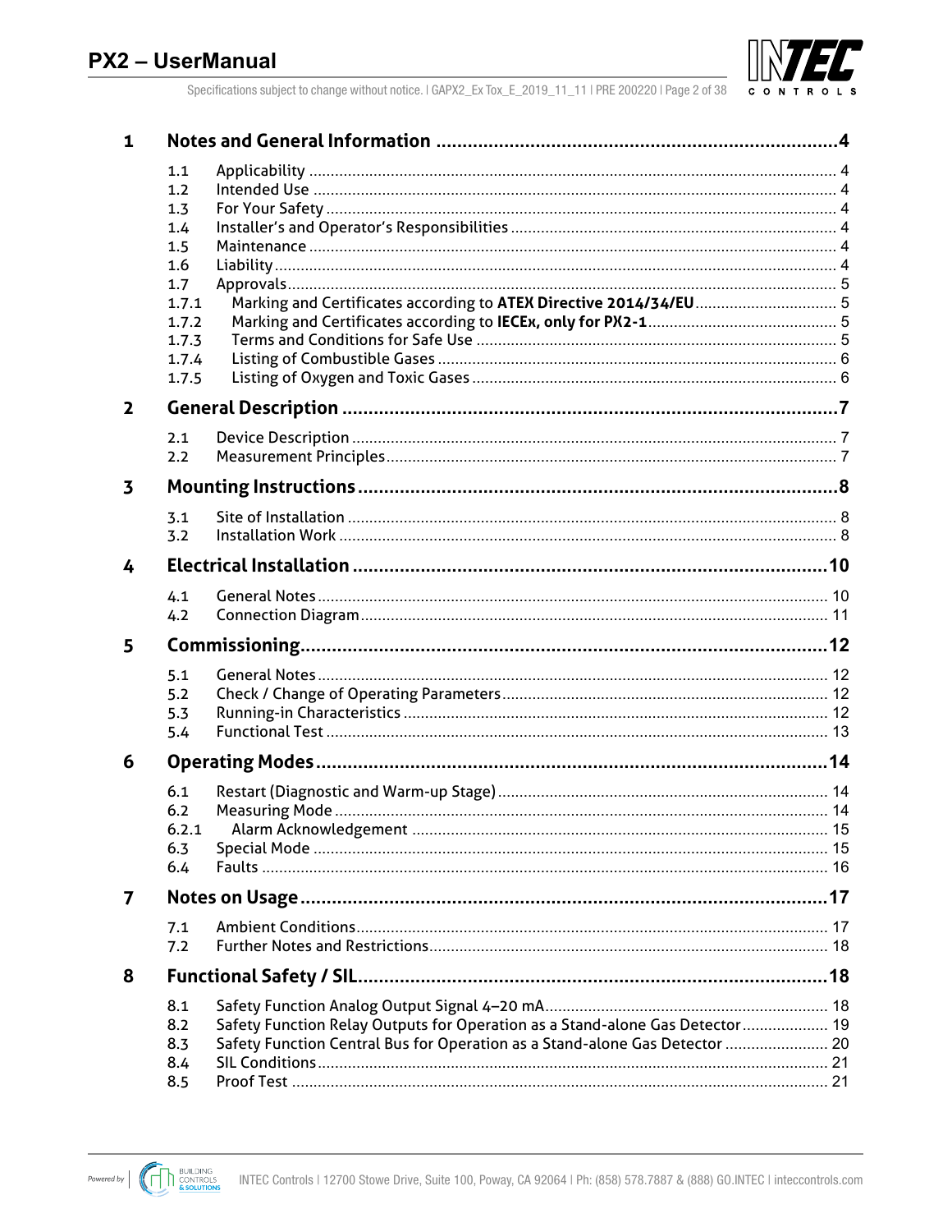| | | |
|---|---|---|
| **1** | **Notes and General Information** | **4** |
| 1.1 | Applicability | 4 |
| 1.2 | Intended Use | 4 |
| 1.3 | For Your Safety | 4 |
| 1.4 | Installer's and Operator's Responsibilities | 4 |
| 1.5 | Maintenance | 4 |
| 1.6 | Liability | 4 |
| 1.7 | Approvals | 5 |
| 1.7.1 | Marking and Certificates according to **ATEX Directive 2014/34/EU** | 5 |
| 1.7.2 | Marking and Certificates according to **IECEx, only for PX2-1** | 5 |
| 1.7.3 | Terms and Conditions for Safe Use | 5 |
| 1.7.4 | Listing of Combustible Gases | 6 |
| 1.7.5 | Listing of Oxygen and Toxic Gases | 6 |
| **2** | **General Description** | **7** |
| 2.1 | Device Description | 7 |
| 2.2 | Measurement Principles | 7 |
| **3** | **Mounting Instructions** | **8** |
| 3.1 | Site of Installation | 8 |
| 3.2 | Installation Work | 8 |
| **4** | **Electrical Installation** | **10** |
| 4.1 | General Notes | 10 |
| 4.2 | Connection Diagram | 11 |
| **5** | **Commissioning** | **12** |
| 5.1 | General Notes | 12 |
| 5.2 | Check / Change of Operating Parameters | 12 |
| 5.3 | Running-in Characteristics | 12 |
| 5.4 | Functional Test | 13 |
| **6** | **Operating Modes** | **14** |
| 6.1 | Restart (Diagnostic and Warm-up Stage) | 14 |
| 6.2 | Measuring Mode | 14 |
| 6.2.1 | Alarm Acknowledgement | 15 |
| 6.3 | Special Mode | 15 |
| 6.4 | Faults | 16 |
| **7** | **Notes on Usage** | **17** |
| 7.1 | Ambient Conditions | 17 |
| 7.2 | Further Notes and Restrictions | 18 |
| **8** | **Functional Safety / SIL** | **18** |
| 8.1 | Safety Function Analog Output Signal 4–20 mA | 18 |
| 8.2 | Safety Function Relay Outputs for Operation as a Stand-alone Gas Detector | 19 |
| 8.3 | Safety Function Central Bus for Operation as a Stand-alone Gas Detector | 20 |
| 8.4 | SIL Conditions | 21 |
| 8.5 | Proof Test | 21 |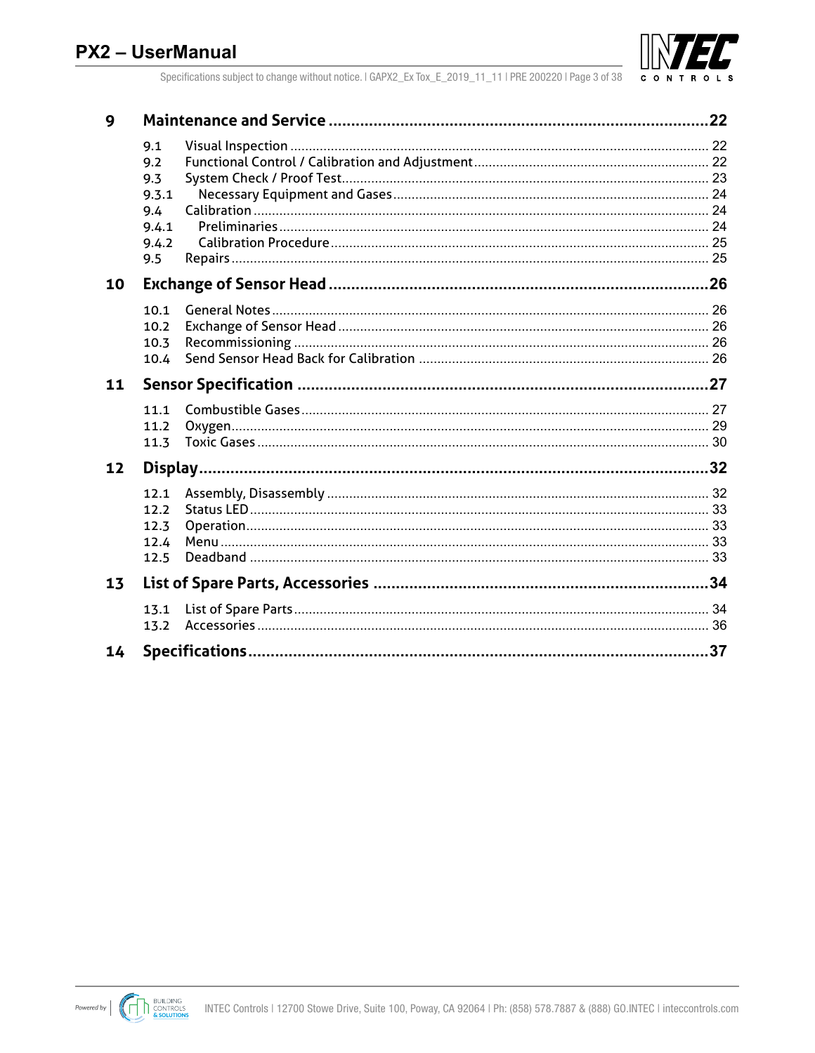| | | |
|---|---|---|
| **9** | **Maintenance and Service** | **22** |
| 9.1 | Visual Inspection | 22 |
| 9.2 | Functional Control / Calibration and Adjustment | 22 |
| 9.3 | System Check / Proof Test | 23 |
| 9.3.1 | Necessary Equipment and Gases | 24 |
| 9.4 | Calibration | 24 |
| 9.4.1 | Preliminaries | 24 |
| 9.4.2 | Calibration Procedure | 25 |
| 9.5 | Repairs | 25 |
| **10** | **Exchange of Sensor Head** | **26** |
| 10.1 | General Notes | 26 |
| 10.2 | Exchange of Sensor Head | 26 |
| 10.3 | Recommissioning | 26 |
| 10.4 | Send Sensor Head Back for Calibration | 26 |
| **11** | **Sensor Specification** | **27** |
| 11.1 | Combustible Gases | 27 |
| 11.2 | Oxygen | 29 |
| 11.3 | Toxic Gases | 30 |
| **12** | **Display** | **32** |
| 12.1 | Assembly, Disassembly | 32 |
| 12.2 | Status LED | 33 |
| 12.3 | Operation | 33 |
| 12.4 | Menu | 33 |
| 12.5 | Deadband | 33 |
| **13** | **List of Spare Parts, Accessories** | **34** |
| 13.1 | List of Spare Parts | 34 |
| 13.2 | Accessories | 36 |
| **14** | **Specifications** | **37** |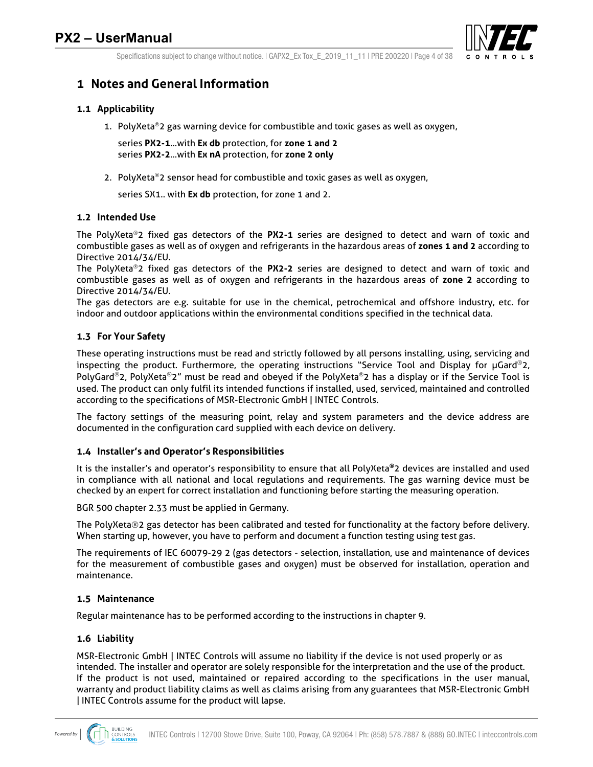# 1 Notes and General Information

## 1.1 Applicability

1. PolyXeta®2 gas warning device for combustible and toxic gases as well as oxygen,

   series **PX2-1**...with **Ex db** protection, for **zone 1 and 2**
   series **PX2-2**...with **Ex nA** protection, for **zone 2 only**

2. PolyXeta®2 sensor head for combustible and toxic gases as well as oxygen,

   series SX1.. with **Ex db** protection, for zone 1 and 2.

## 1.2 Intended Use

The PolyXeta®2 fixed gas detectors of the **PX2-1** series are designed to detect and warn of toxic and combustible gases as well as of oxygen and refrigerants in the hazardous areas of **zones 1 and 2** according to Directive 2014/34/EU.
The PolyXeta®2 fixed gas detectors of the **PX2-2** series are designed to detect and warn of toxic and combustible gases as well as of oxygen and refrigerants in the hazardous areas of **zone 2** according to Directive 2014/34/EU.
The gas detectors are e.g. suitable for use in the chemical, petrochemical and offshore industry, etc. for indoor and outdoor applications within the environmental conditions specified in the technical data.

## 1.3 For Your Safety

These operating instructions must be read and strictly followed by all persons installing, using, servicing and inspecting the product. Furthermore, the operating instructions "Service Tool and Display for μGard®2, PolyGard®2, PolyXeta®2" must be read and obeyed if the PolyXeta®2 has a display or if the Service Tool is used. The product can only fulfil its intended functions if installed, used, serviced, maintained and controlled according to the specifications of MSR-Electronic GmbH | INTEC Controls.

The factory settings of the measuring point, relay and system parameters and the device address are documented in the configuration card supplied with each device on delivery.

## 1.4 Installer's and Operator's Responsibilities

It is the installer's and operator's responsibility to ensure that all PolyXeta®2 devices are installed and used in compliance with all national and local regulations and requirements. The gas warning device must be checked by an expert for correct installation and functioning before starting the measuring operation.

BGR 500 chapter 2.33 must be applied in Germany.

The PolyXeta®2 gas detector has been calibrated and tested for functionality at the factory before delivery. When starting up, however, you have to perform and document a function testing using test gas.

The requirements of IEC 60079-29 2 (gas detectors - selection, installation, use and maintenance of devices for the measurement of combustible gases and oxygen) must be observed for installation, operation and maintenance.

## 1.5 Maintenance

Regular maintenance has to be performed according to the instructions in chapter 9.

## 1.6 Liability

MSR-Electronic GmbH | INTEC Controls will assume no liability if the device is not used properly or as intended. The installer and operator are solely responsible for the interpretation and the use of the product. If the product is not used, maintained or repaired according to the specifications in the user manual, warranty and product liability claims as well as claims arising from any guarantees that MSR-Electronic GmbH | INTEC Controls assume for the product will lapse.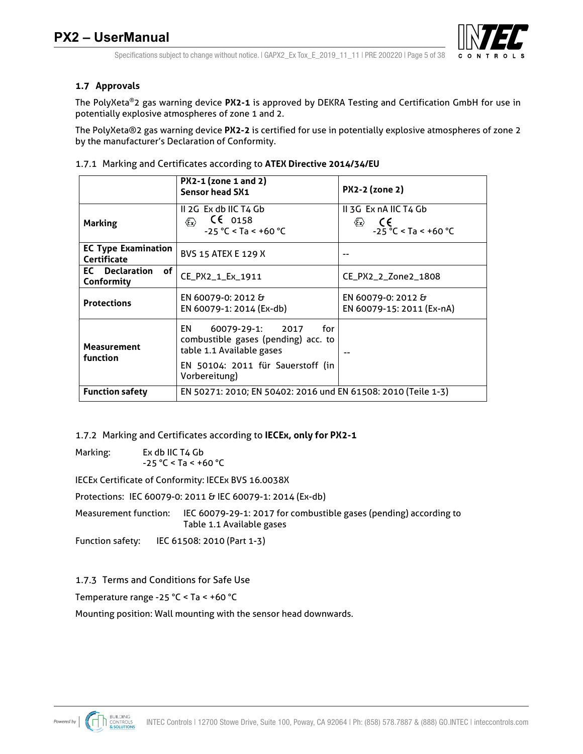## 1.7 Approvals

The PolyXeta®2 gas warning device **PX2-1** is approved by DEKRA Testing and Certification GmbH for use in potentially explosive atmospheres of zone 1 and 2.

The PolyXeta®2 gas warning device **PX2-2** is certified for use in potentially explosive atmospheres of zone 2 by the manufacturer's Declaration of Conformity.

### 1.7.1 Marking and Certificates according to **ATEX Directive 2014/34/EU**

| | **PX2-1 (zone 1 and 2) Sensor head SX1** | **PX2-2 (zone 2)** |
|---|---|---|
| **Marking** | II 2G Ex db IIC T4 Gb<br>Ⓔx CE 0158<br>-25 °C < Ta < +60 °C | II 3G Ex nA IIC T4 Gb<br>Ⓔx CE<br>-25 °C < Ta < +60 °C |
| **EC Type Examination Certificate** | BVS 15 ATEX E 129 X | -- |
| **EC Declaration of Conformity** | CE_PX2_1_Ex_1911 | CE_PX2_2_Zone2_1808 |
| **Protections** | EN 60079-0: 2012 &<br>EN 60079-1: 2014 (Ex-db) | EN 60079-0: 2012 &<br>EN 60079-15: 2011 (Ex-nA) |
| **Measurement function** | EN 60079-29-1: 2017 for combustible gases (pending) acc. to table 1.1 Available gases<br>EN 50104: 2011 für Sauerstoff (in Vorbereitung) | -- |
| **Function safety** | EN 50271: 2010; EN 50402: 2016 und EN 61508: 2010 (Teile 1-3) | |

### 1.7.2 Marking and Certificates according to **IECEx, only for PX2-1**

Marking: Ex db IIC T4 Gb
-25 °C < Ta < +60 °C

IECEx Certificate of Conformity: IECEx BVS 16.0038X

Protections: IEC 60079-0: 2011 & IEC 60079-1: 2014 (Ex-db)

Measurement function: IEC 60079-29-1: 2017 for combustible gases (pending) according to Table 1.1 Available gases

Function safety: IEC 61508: 2010 (Part 1-3)

### 1.7.3 Terms and Conditions for Safe Use

Temperature range -25 °C < Ta < +60 °C

Mounting position: Wall mounting with the sensor head downwards.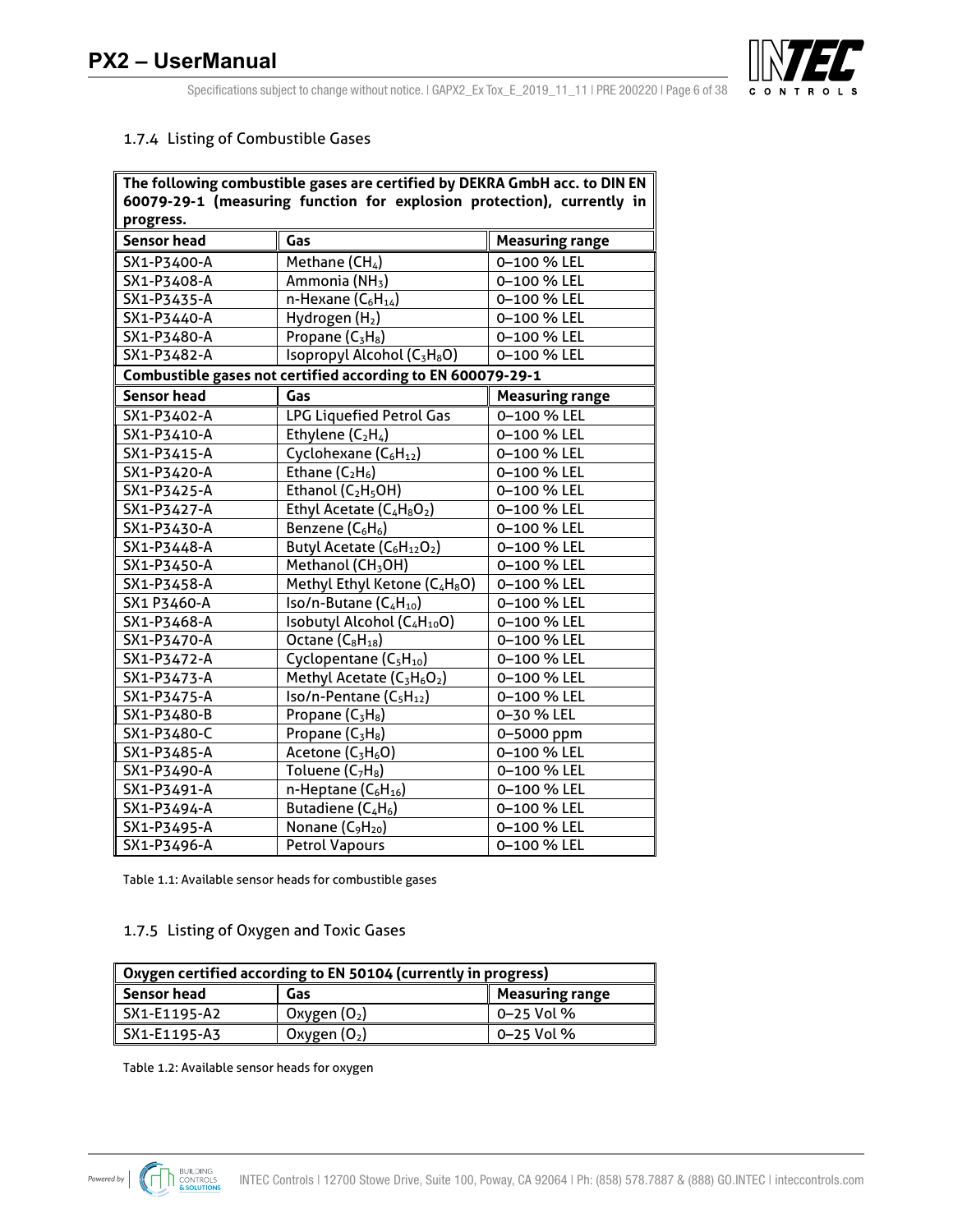### 1.7.4 Listing of Combustible Gases

| The following combustible gases are certified by DEKRA GmbH acc. to DIN EN 60079-29-1 (measuring function for explosion protection), currently in progress. | | |
|---|---|---|
| **Sensor head** | **Gas** | **Measuring range** |
| SX1-P3400-A | Methane ($CH_4$) | 0–100 % LEL |
| SX1-P3408-A | Ammonia ($NH_3$) | 0–100 % LEL |
| SX1-P3435-A | n-Hexane ($C_6H_{14}$) | 0–100 % LEL |
| SX1-P3440-A | Hydrogen ($H_2$) | 0–100 % LEL |
| SX1-P3480-A | Propane ($C_3H_8$) | 0–100 % LEL |
| SX1-P3482-A | Isopropyl Alcohol ($C_3H_8O$) | 0–100 % LEL |
| **Combustible gases not certified according to EN 600079-29-1** | | |
| **Sensor head** | **Gas** | **Measuring range** |
| SX1-P3402-A | LPG Liquefied Petrol Gas | 0–100 % LEL |
| SX1-P3410-A | Ethylene ($C_2H_4$) | 0–100 % LEL |
| SX1-P3415-A | Cyclohexane ($C_6H_{12}$) | 0–100 % LEL |
| SX1-P3420-A | Ethane ($C_2H_6$) | 0–100 % LEL |
| SX1-P3425-A | Ethanol ($C_2H_5OH$) | 0–100 % LEL |
| SX1-P3427-A | Ethyl Acetate ($C_4H_8O_2$) | 0–100 % LEL |
| SX1-P3430-A | Benzene ($C_6H_6$) | 0–100 % LEL |
| SX1-P3448-A | Butyl Acetate ($C_6H_{12}O_2$) | 0–100 % LEL |
| SX1-P3450-A | Methanol ($CH_3OH$) | 0–100 % LEL |
| SX1-P3458-A | Methyl Ethyl Ketone ($C_4H_8O$) | 0–100 % LEL |
| SX1 P3460-A | Iso/n-Butane ($C_4H_{10}$) | 0–100 % LEL |
| SX1-P3468-A | Isobutyl Alcohol ($C_4H_{10}O$) | 0–100 % LEL |
| SX1-P3470-A | Octane ($C_8H_{18}$) | 0–100 % LEL |
| SX1-P3472-A | Cyclopentane ($C_5H_{10}$) | 0–100 % LEL |
| SX1-P3473-A | Methyl Acetate ($C_3H_6O_2$) | 0–100 % LEL |
| SX1-P3475-A | Iso/n-Pentane ($C_5H_{12}$) | 0–100 % LEL |
| SX1-P3480-B | Propane ($C_3H_8$) | 0–30 % LEL |
| SX1-P3480-C | Propane ($C_3H_8$) | 0–5000 ppm |
| SX1-P3485-A | Acetone ($C_3H_6O$) | 0–100 % LEL |
| SX1-P3490-A | Toluene ($C_7H_8$) | 0–100 % LEL |
| SX1-P3491-A | n-Heptane ($C_6H_{16}$) | 0–100 % LEL |
| SX1-P3494-A | Butadiene ($C_4H_6$) | 0–100 % LEL |
| SX1-P3495-A | Nonane ($C_9H_{20}$) | 0–100 % LEL |
| SX1-P3496-A | Petrol Vapours | 0–100 % LEL |

Table 1.1: Available sensor heads for combustible gases

### 1.7.5 Listing of Oxygen and Toxic Gases

| Oxygen certified according to EN 50104 (currently in progress) | | |
|---|---|---|
| **Sensor head** | **Gas** | **Measuring range** |
| SX1-E1195-A2 | Oxygen ($O_2$) | 0–25 Vol % |
| SX1-E1195-A3 | Oxygen ($O_2$) | 0–25 Vol % |

Table 1.2: Available sensor heads for oxygen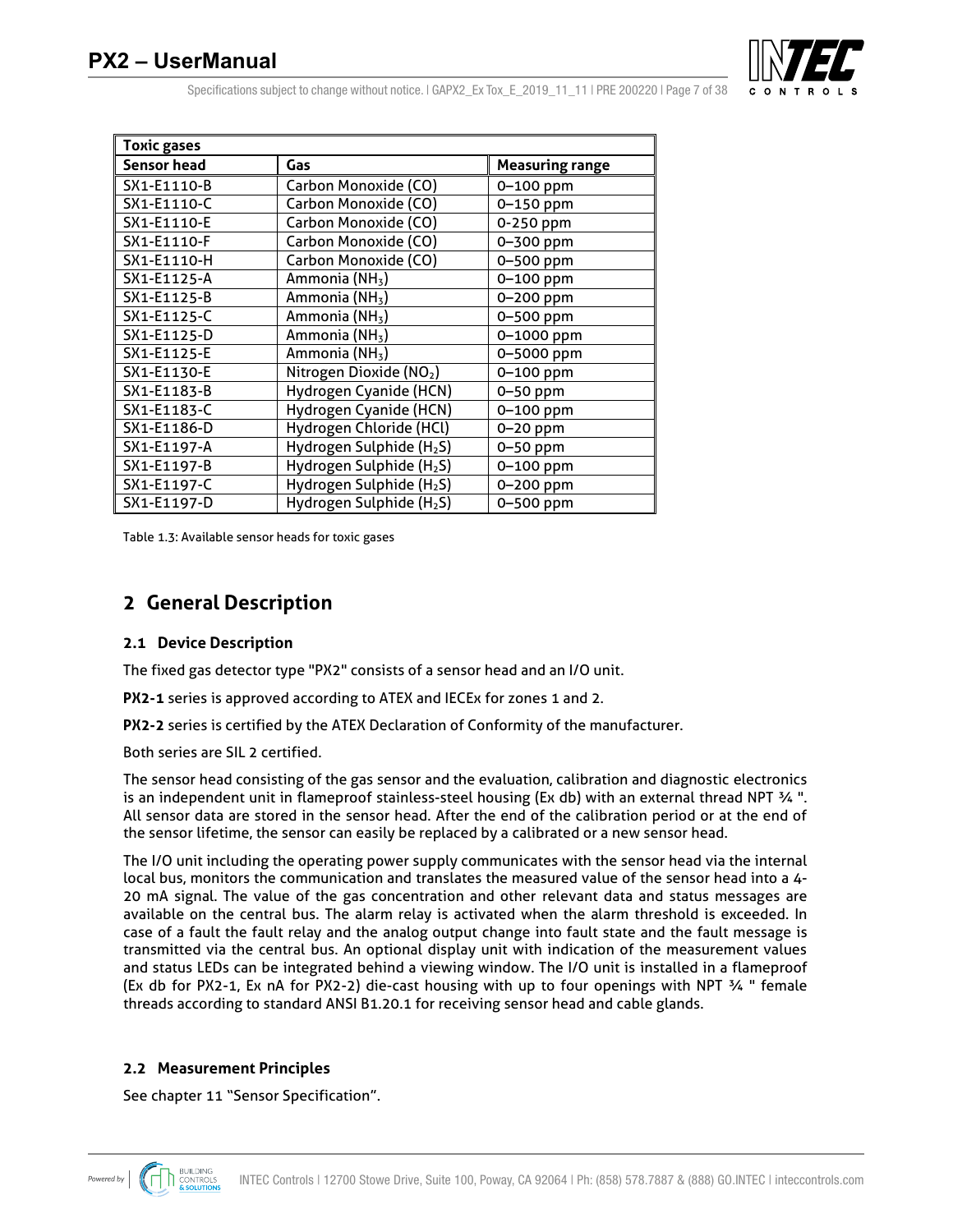| Toxic gases | | |
|---|---|---|
| **Sensor head** | **Gas** | **Measuring range** |
| SX1-E1110-B | Carbon Monoxide (CO) | 0–100 ppm |
| SX1-E1110-C | Carbon Monoxide (CO) | 0–150 ppm |
| SX1-E1110-E | Carbon Monoxide (CO) | 0-250 ppm |
| SX1-E1110-F | Carbon Monoxide (CO) | 0–300 ppm |
| SX1-E1110-H | Carbon Monoxide (CO) | 0–500 ppm |
| SX1-E1125-A | Ammonia ($NH_3$) | 0–100 ppm |
| SX1-E1125-B | Ammonia ($NH_3$) | 0–200 ppm |
| SX1-E1125-C | Ammonia ($NH_3$) | 0–500 ppm |
| SX1-E1125-D | Ammonia ($NH_3$) | 0–1000 ppm |
| SX1-E1125-E | Ammonia ($NH_3$) | 0–5000 ppm |
| SX1-E1130-E | Nitrogen Dioxide ($NO_2$) | 0–100 ppm |
| SX1-E1183-B | Hydrogen Cyanide (HCN) | 0–50 ppm |
| SX1-E1183-C | Hydrogen Cyanide (HCN) | 0–100 ppm |
| SX1-E1186-D | Hydrogen Chloride (HCl) | 0–20 ppm |
| SX1-E1197-A | Hydrogen Sulphide ($H_2S$) | 0–50 ppm |
| SX1-E1197-B | Hydrogen Sulphide ($H_2S$) | 0–100 ppm |
| SX1-E1197-C | Hydrogen Sulphide ($H_2S$) | 0–200 ppm |
| SX1-E1197-D | Hydrogen Sulphide ($H_2S$) | 0–500 ppm |

Table 1.3: Available sensor heads for toxic gases

# 2 General Description

## 2.1 Device Description

The fixed gas detector type "PX2" consists of a sensor head and an I/O unit.

**PX2-1** series is approved according to ATEX and IECEx for zones 1 and 2.

**PX2-2** series is certified by the ATEX Declaration of Conformity of the manufacturer.

Both series are SIL 2 certified.

The sensor head consisting of the gas sensor and the evaluation, calibration and diagnostic electronics is an independent unit in flameproof stainless-steel housing (Ex db) with an external thread NPT ¾ ". All sensor data are stored in the sensor head. After the end of the calibration period or at the end of the sensor lifetime, the sensor can easily be replaced by a calibrated or a new sensor head.

The I/O unit including the operating power supply communicates with the sensor head via the internal local bus, monitors the communication and translates the measured value of the sensor head into a 4-20 mA signal. The value of the gas concentration and other relevant data and status messages are available on the central bus. The alarm relay is activated when the alarm threshold is exceeded. In case of a fault the fault relay and the analog output change into fault state and the fault message is transmitted via the central bus. An optional display unit with indication of the measurement values and status LEDs can be integrated behind a viewing window. The I/O unit is installed in a flameproof (Ex db for PX2-1, Ex nA for PX2-2) die-cast housing with up to four openings with NPT ¾ " female threads according to standard ANSI B1.20.1 for receiving sensor head and cable glands.

## 2.2 Measurement Principles

See chapter 11 "Sensor Specification".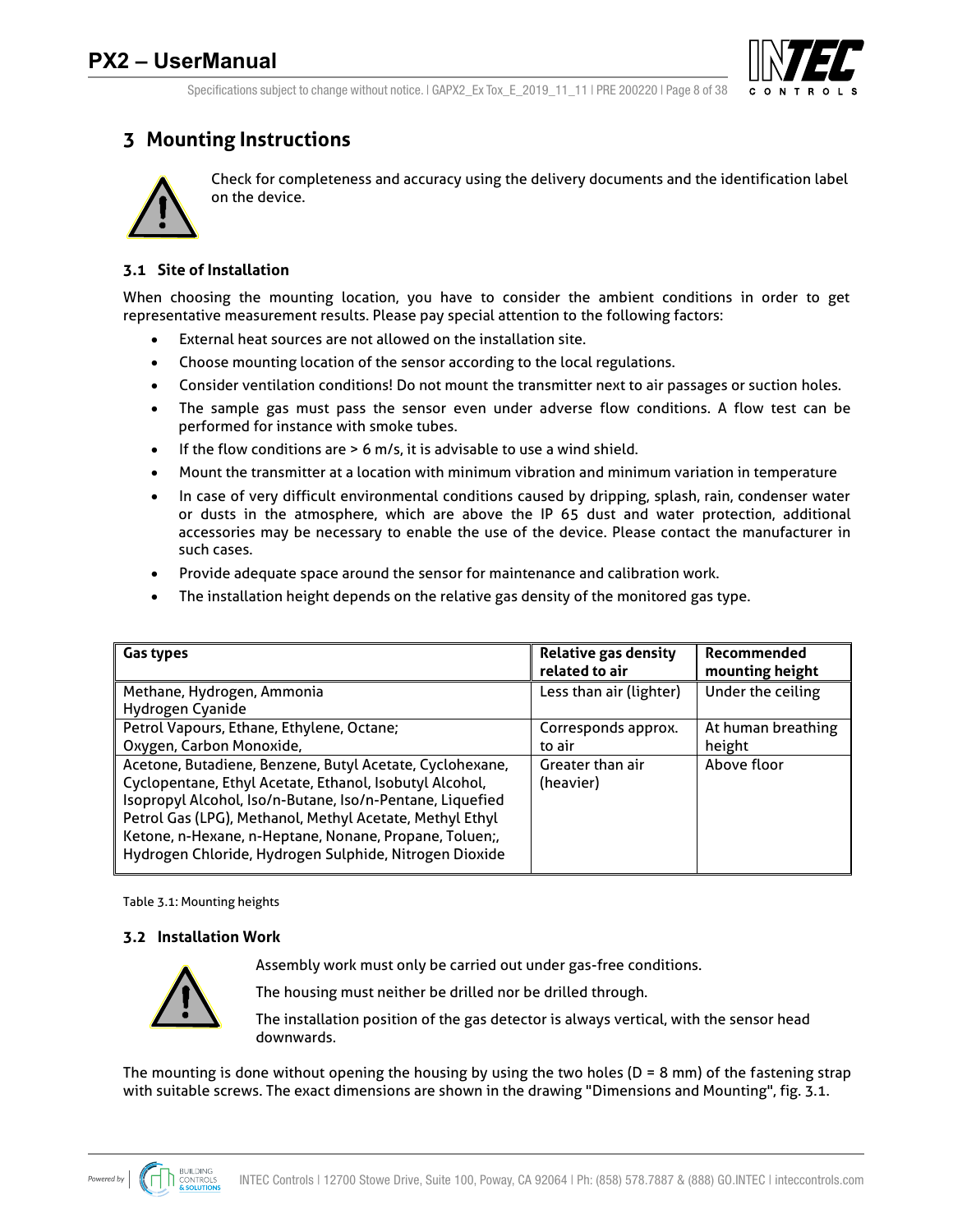# 3 Mounting Instructions

Check for completeness and accuracy using the delivery documents and the identification label on the device.

## 3.1 Site of Installation

When choosing the mounting location, you have to consider the ambient conditions in order to get representative measurement results. Please pay special attention to the following factors:

- External heat sources are not allowed on the installation site.
- Choose mounting location of the sensor according to the local regulations.
- Consider ventilation conditions! Do not mount the transmitter next to air passages or suction holes.
- The sample gas must pass the sensor even under adverse flow conditions. A flow test can be performed for instance with smoke tubes.
- If the flow conditions are > 6 m/s, it is advisable to use a wind shield.
- Mount the transmitter at a location with minimum vibration and minimum variation in temperature
- In case of very difficult environmental conditions caused by dripping, splash, rain, condenser water or dusts in the atmosphere, which are above the IP 65 dust and water protection, additional accessories may be necessary to enable the use of the device. Please contact the manufacturer in such cases.
- Provide adequate space around the sensor for maintenance and calibration work.
- The installation height depends on the relative gas density of the monitored gas type.

| Gas types | Relative gas density related to air | Recommended mounting height |
|---|---|---|
| Methane, Hydrogen, Ammonia Hydrogen Cyanide | Less than air (lighter) | Under the ceiling |
| Petrol Vapours, Ethane, Ethylene, Octane; Oxygen, Carbon Monoxide, | Corresponds approx. to air | At human breathing height |
| Acetone, Butadiene, Benzene, Butyl Acetate, Cyclohexane, Cyclopentane, Ethyl Acetate, Ethanol, Isobutyl Alcohol, Isopropyl Alcohol, Iso/n-Butane, Iso/n-Pentane, Liquefied Petrol Gas (LPG), Methanol, Methyl Acetate, Methyl Ethyl Ketone, n-Hexane, n-Heptane, Nonane, Propane, Toluen;, Hydrogen Chloride, Hydrogen Sulphide, Nitrogen Dioxide | Greater than air (heavier) | Above floor |

Table 3.1: Mounting heights

## 3.2 Installation Work

Assembly work must only be carried out under gas-free conditions.

The housing must neither be drilled nor be drilled through.

The installation position of the gas detector is always vertical, with the sensor head downwards.

The mounting is done without opening the housing by using the two holes (D = 8 mm) of the fastening strap with suitable screws. The exact dimensions are shown in the drawing "Dimensions and Mounting", fig. 3.1.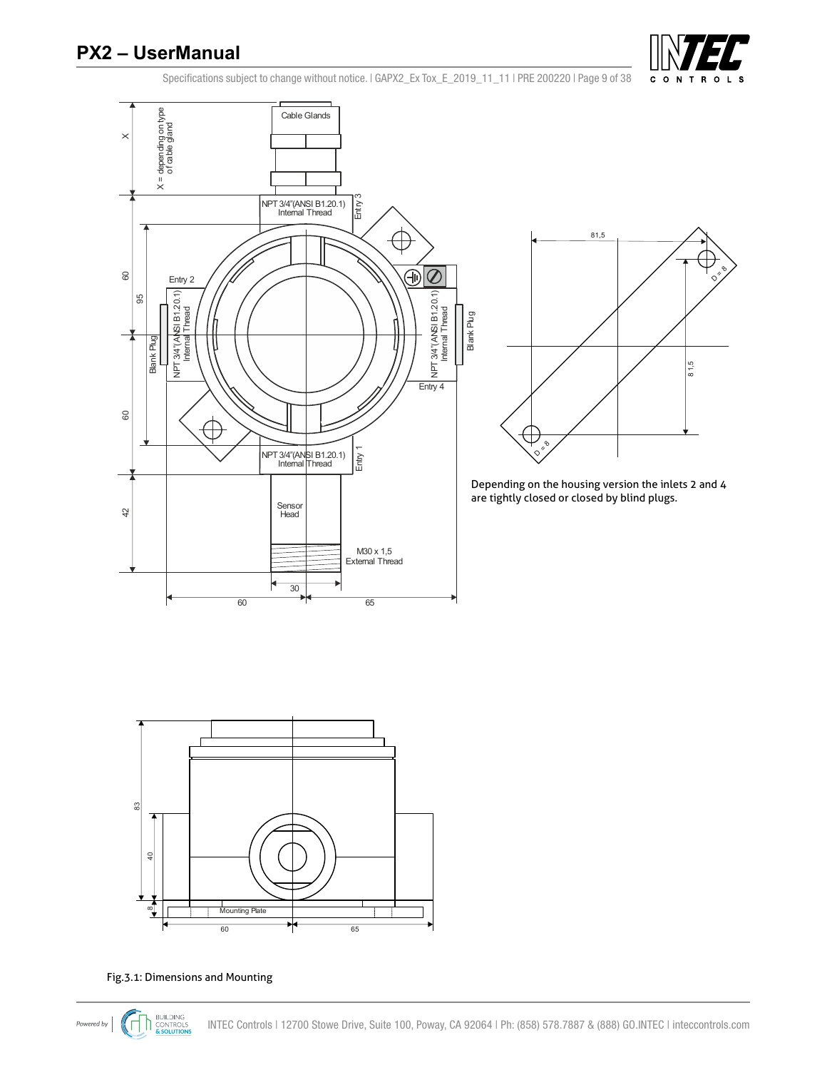Depending on the housing version the inlets 2 and 4 are tightly closed or closed by blind plugs.

Fig.3.1: Dimensions and Mounting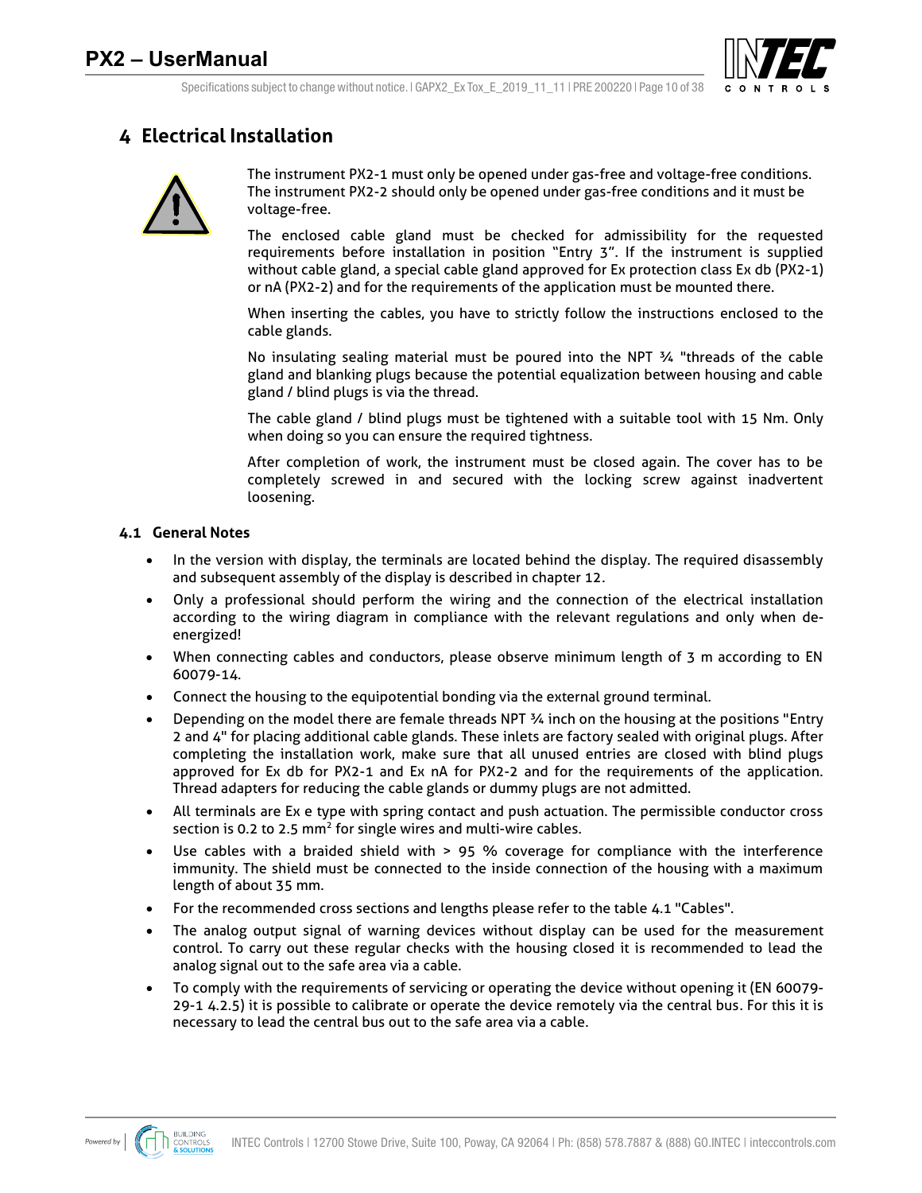# 4 Electrical Installation

The instrument PX2-1 must only be opened under gas-free and voltage-free conditions. The instrument PX2-2 should only be opened under gas-free conditions and it must be voltage-free.

The enclosed cable gland must be checked for admissibility for the requested requirements before installation in position "Entry 3". If the instrument is supplied without cable gland, a special cable gland approved for Ex protection class Ex db (PX2-1) or nA (PX2-2) and for the requirements of the application must be mounted there.

When inserting the cables, you have to strictly follow the instructions enclosed to the cable glands.

No insulating sealing material must be poured into the NPT ¾ "threads of the cable gland and blanking plugs because the potential equalization between housing and cable gland / blind plugs is via the thread.

The cable gland / blind plugs must be tightened with a suitable tool with 15 Nm. Only when doing so you can ensure the required tightness.

After completion of work, the instrument must be closed again. The cover has to be completely screwed in and secured with the locking screw against inadvertent loosening.

## 4.1 General Notes

- In the version with display, the terminals are located behind the display. The required disassembly and subsequent assembly of the display is described in chapter 12.
- Only a professional should perform the wiring and the connection of the electrical installation according to the wiring diagram in compliance with the relevant regulations and only when de-energized!
- When connecting cables and conductors, please observe minimum length of 3 m according to EN 60079-14.
- Connect the housing to the equipotential bonding via the external ground terminal.
- Depending on the model there are female threads NPT ¾ inch on the housing at the positions "Entry 2 and 4" for placing additional cable glands. These inlets are factory sealed with original plugs. After completing the installation work, make sure that all unused entries are closed with blind plugs approved for Ex db for PX2-1 and Ex nA for PX2-2 and for the requirements of the application. Thread adapters for reducing the cable glands or dummy plugs are not admitted.
- All terminals are Ex e type with spring contact and push actuation. The permissible conductor cross section is 0.2 to 2.5 mm$^2$ for single wires and multi-wire cables.
- Use cables with a braided shield with > 95 % coverage for compliance with the interference immunity. The shield must be connected to the inside connection of the housing with a maximum length of about 35 mm.
- For the recommended cross sections and lengths please refer to the table 4.1 "Cables".
- The analog output signal of warning devices without display can be used for the measurement control. To carry out these regular checks with the housing closed it is recommended to lead the analog signal out to the safe area via a cable.
- To comply with the requirements of servicing or operating the device without opening it (EN 60079-29-1 4.2.5) it is possible to calibrate or operate the device remotely via the central bus. For this it is necessary to lead the central bus out to the safe area via a cable.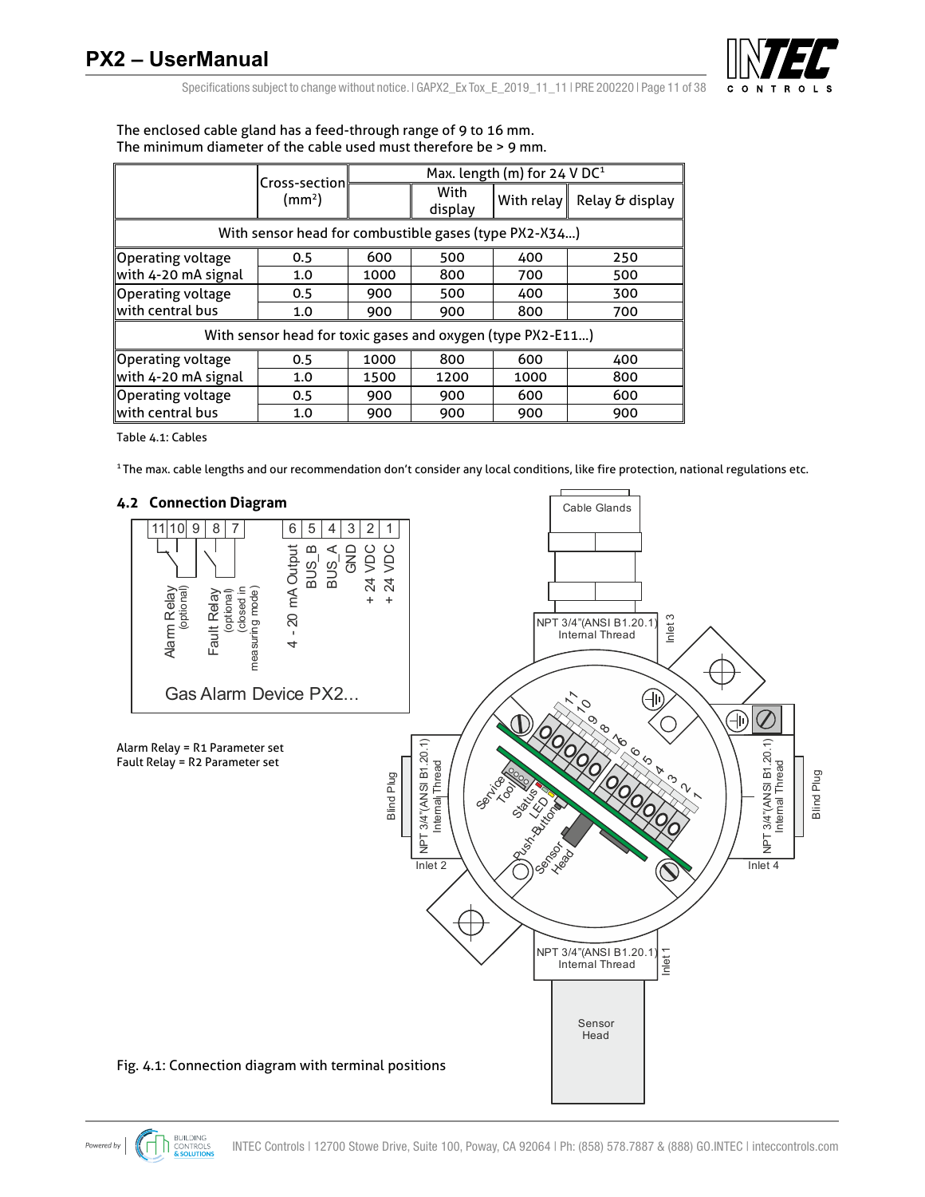The enclosed cable gland has a feed-through range of 9 to 16 mm.
The minimum diameter of the cable used must therefore be > 9 mm.

| | Cross-section (mm²) | Max. length (m) for 24 V DC[1] | | | |
|---|---|---|---|---|---|
| | | | With display | With relay | Relay & display |
| With sensor head for combustible gases (type PX2-X34...) | | | | | |
| Operating voltage with 4-20 mA signal | 0.5 | 600 | 500 | 400 | 250 |
| | 1.0 | 1000 | 800 | 700 | 500 |
| Operating voltage with central bus | 0.5 | 900 | 500 | 400 | 300 |
| | 1.0 | 900 | 900 | 800 | 700 |
| With sensor head for toxic gases and oxygen (type PX2-E11...) | | | | | |
| Operating voltage with 4-20 mA signal | 0.5 | 1000 | 800 | 600 | 400 |
| | 1.0 | 1500 | 1200 | 1000 | 800 |
| Operating voltage with central bus | 0.5 | 900 | 900 | 600 | 600 |
| | 1.0 | 900 | 900 | 900 | 900 |

Table 4.1: Cables

[1] The max. cable lengths and our recommendation don't consider any local conditions, like fire protection, national regulations etc.

## 4.2 Connection Diagram

Alarm Relay = R1 Parameter set
Fault Relay = R2 Parameter set

Fig. 4.1: Connection diagram with terminal positions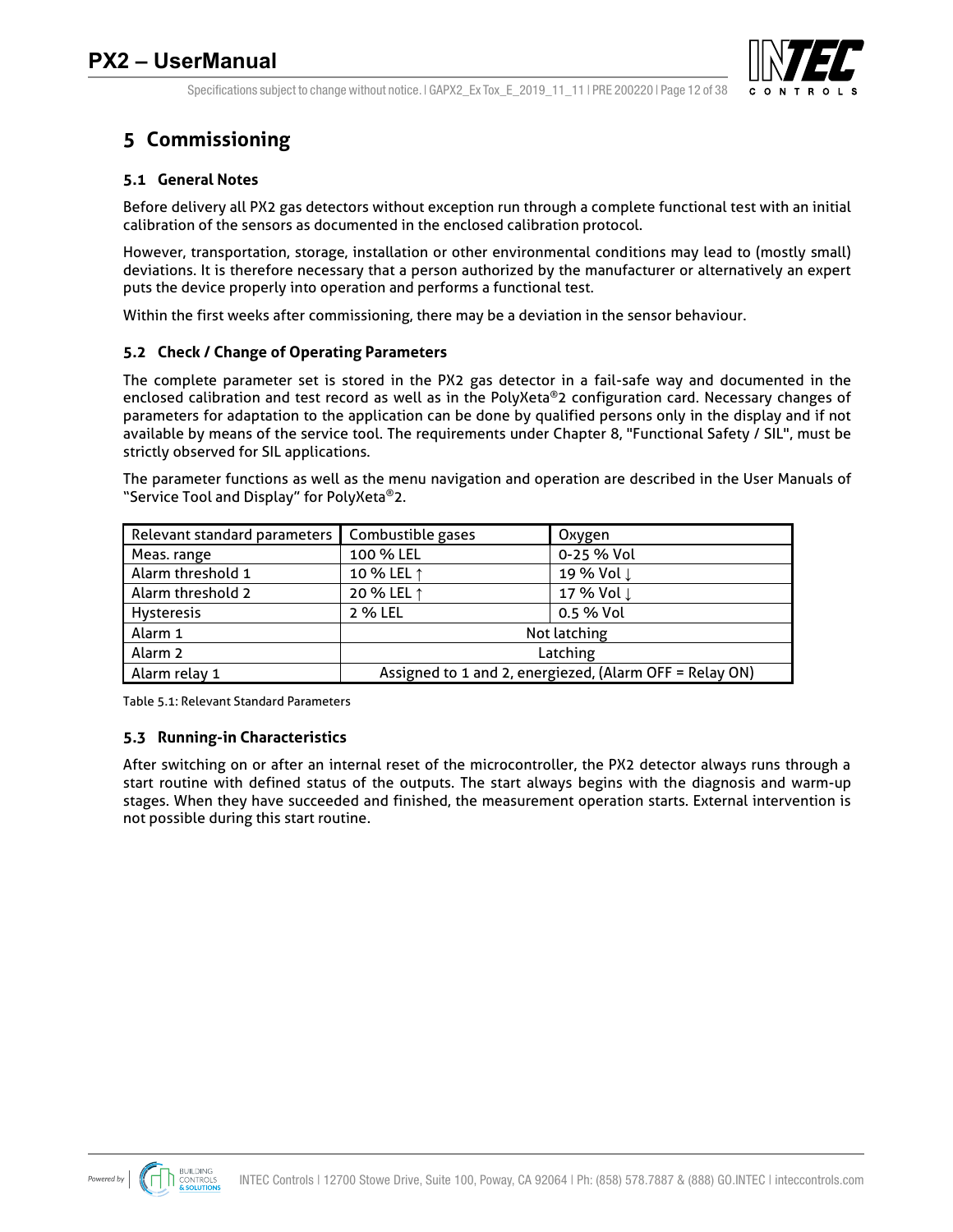# 5 Commissioning

## 5.1 General Notes

Before delivery all PX2 gas detectors without exception run through a complete functional test with an initial calibration of the sensors as documented in the enclosed calibration protocol.

However, transportation, storage, installation or other environmental conditions may lead to (mostly small) deviations. It is therefore necessary that a person authorized by the manufacturer or alternatively an expert puts the device properly into operation and performs a functional test.

Within the first weeks after commissioning, there may be a deviation in the sensor behaviour.

## 5.2 Check / Change of Operating Parameters

The complete parameter set is stored in the PX2 gas detector in a fail-safe way and documented in the enclosed calibration and test record as well as in the PolyXeta®2 configuration card. Necessary changes of parameters for adaptation to the application can be done by qualified persons only in the display and if not available by means of the service tool. The requirements under Chapter 8, "Functional Safety / SIL", must be strictly observed for SIL applications.

The parameter functions as well as the menu navigation and operation are described in the User Manuals of "Service Tool and Display" for PolyXeta®2.

| Relevant standard parameters | Combustible gases | Oxygen |
|---|---|---|
| Meas. range | 100 % LEL | 0-25 % Vol |
| Alarm threshold 1 | 10 % LEL ↑ | 19 % Vol ↓ |
| Alarm threshold 2 | 20 % LEL ↑ | 17 % Vol ↓ |
| Hysteresis | 2 % LEL | 0.5 % Vol |
| Alarm 1 | Not latching | |
| Alarm 2 | Latching | |
| Alarm relay 1 | Assigned to 1 and 2, energiezd, (Alarm OFF = Relay ON) | |

Table 5.1: Relevant Standard Parameters

## 5.3 Running-in Characteristics

After switching on or after an internal reset of the microcontroller, the PX2 detector always runs through a start routine with defined status of the outputs. The start always begins with the diagnosis and warm-up stages. When they have succeeded and finished, the measurement operation starts. External intervention is not possible during this start routine.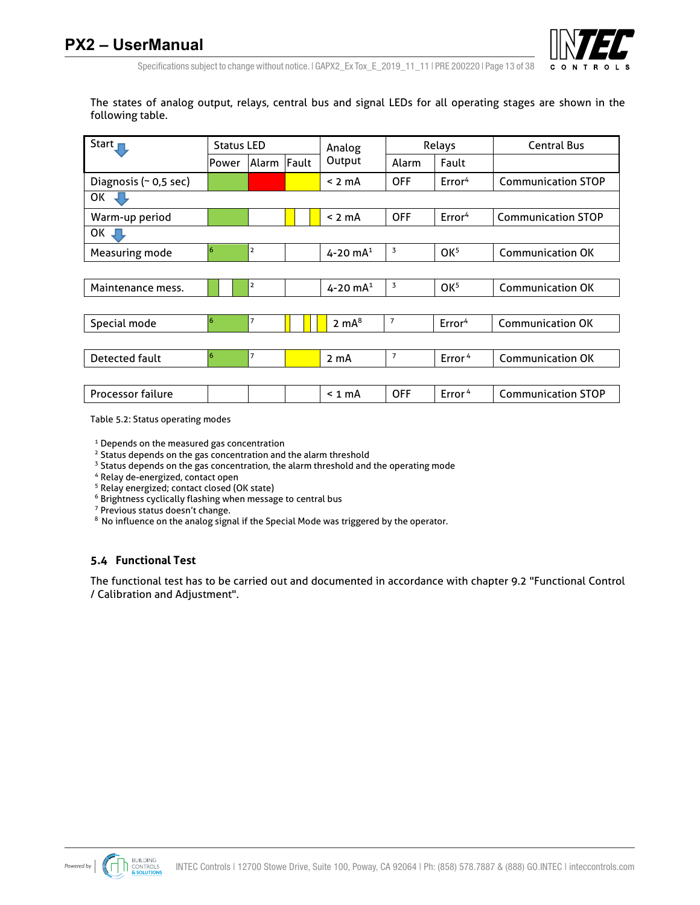The states of analog output, relays, central bus and signal LEDs for all operating stages are shown in the following table.

| Start | Status LED | | | Analog Output | Relays | | Central Bus |
|---|---|---|---|---|---|---|---|
| | Power | Alarm | Fault | | Alarm | Fault | |
| Diagnosis (~ 0,5 sec) | | | | < 2 mA | OFF | Error[4] | Communication STOP |
| OK | | | | | | | |
| Warm-up period | | | | < 2 mA | OFF | Error[4] | Communication STOP |
| OK | | | | | | | |
| Measuring mode | [6] | [2] | | 4-20 mA[1] | [3] | OK[5] | Communication OK |
| Maintenance mess. | | [2] | | 4-20 mA[1] | [3] | OK[5] | Communication OK |
| Special mode | [6] | [7] | | 2 mA[8] | [7] | Error[4] | Communication OK |
| Detected fault | [6] | [7] | | 2 mA | [7] | Error[4] | Communication OK |
| Processor failure | | | | < 1 mA | OFF | Error[4] | Communication STOP |

Table 5.2: Status operating modes

[1] Depends on the measured gas concentration
[2] Status depends on the gas concentration and the alarm threshold
[3] Status depends on the gas concentration, the alarm threshold and the operating mode
[4] Relay de-energized, contact open
[5] Relay energized; contact closed (OK state)
[6] Brightness cyclically flashing when message to central bus
[7] Previous status doesn't change.
[8] No influence on the analog signal if the Special Mode was triggered by the operator.

## 5.4 Functional Test

The functional test has to be carried out and documented in accordance with chapter 9.2 "Functional Control / Calibration and Adjustment".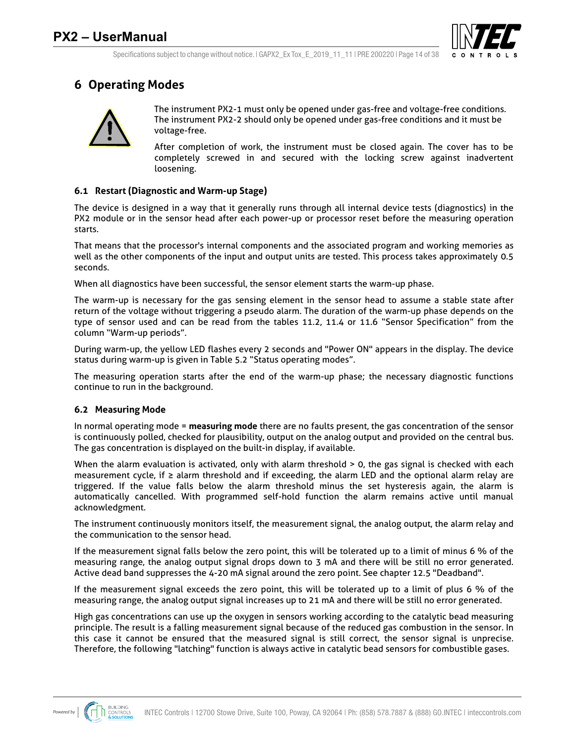# 6 Operating Modes

The instrument PX2-1 must only be opened under gas-free and voltage-free conditions. The instrument PX2-2 should only be opened under gas-free conditions and it must be voltage-free.

After completion of work, the instrument must be closed again. The cover has to be completely screwed in and secured with the locking screw against inadvertent loosening.

## 6.1 Restart (Diagnostic and Warm-up Stage)

The device is designed in a way that it generally runs through all internal device tests (diagnostics) in the PX2 module or in the sensor head after each power-up or processor reset before the measuring operation starts.

That means that the processor's internal components and the associated program and working memories as well as the other components of the input and output units are tested. This process takes approximately 0.5 seconds.

When all diagnostics have been successful, the sensor element starts the warm-up phase.

The warm-up is necessary for the gas sensing element in the sensor head to assume a stable state after return of the voltage without triggering a pseudo alarm. The duration of the warm-up phase depends on the type of sensor used and can be read from the tables 11.2, 11.4 or 11.6 "Sensor Specification" from the column "Warm-up periods".

During warm-up, the yellow LED flashes every 2 seconds and "Power ON" appears in the display. The device status during warm-up is given in Table 5.2 "Status operating modes".

The measuring operation starts after the end of the warm-up phase; the necessary diagnostic functions continue to run in the background.

## 6.2 Measuring Mode

In normal operating mode = **measuring mode** there are no faults present, the gas concentration of the sensor is continuously polled, checked for plausibility, output on the analog output and provided on the central bus. The gas concentration is displayed on the built-in display, if available.

When the alarm evaluation is activated, only with alarm threshold > 0, the gas signal is checked with each measurement cycle, if ≥ alarm threshold and if exceeding, the alarm LED and the optional alarm relay are triggered. If the value falls below the alarm threshold minus the set hysteresis again, the alarm is automatically cancelled. With programmed self-hold function the alarm remains active until manual acknowledgment.

The instrument continuously monitors itself, the measurement signal, the analog output, the alarm relay and the communication to the sensor head.

If the measurement signal falls below the zero point, this will be tolerated up to a limit of minus 6 % of the measuring range, the analog output signal drops down to 3 mA and there will be still no error generated. Active dead band suppresses the 4-20 mA signal around the zero point. See chapter 12.5 "Deadband".

If the measurement signal exceeds the zero point, this will be tolerated up to a limit of plus 6 % of the measuring range, the analog output signal increases up to 21 mA and there will be still no error generated.

High gas concentrations can use up the oxygen in sensors working according to the catalytic bead measuring principle. The result is a falling measurement signal because of the reduced gas combustion in the sensor. In this case it cannot be ensured that the measured signal is still correct, the sensor signal is unprecise. Therefore, the following "latching" function is always active in catalytic bead sensors for combustible gases.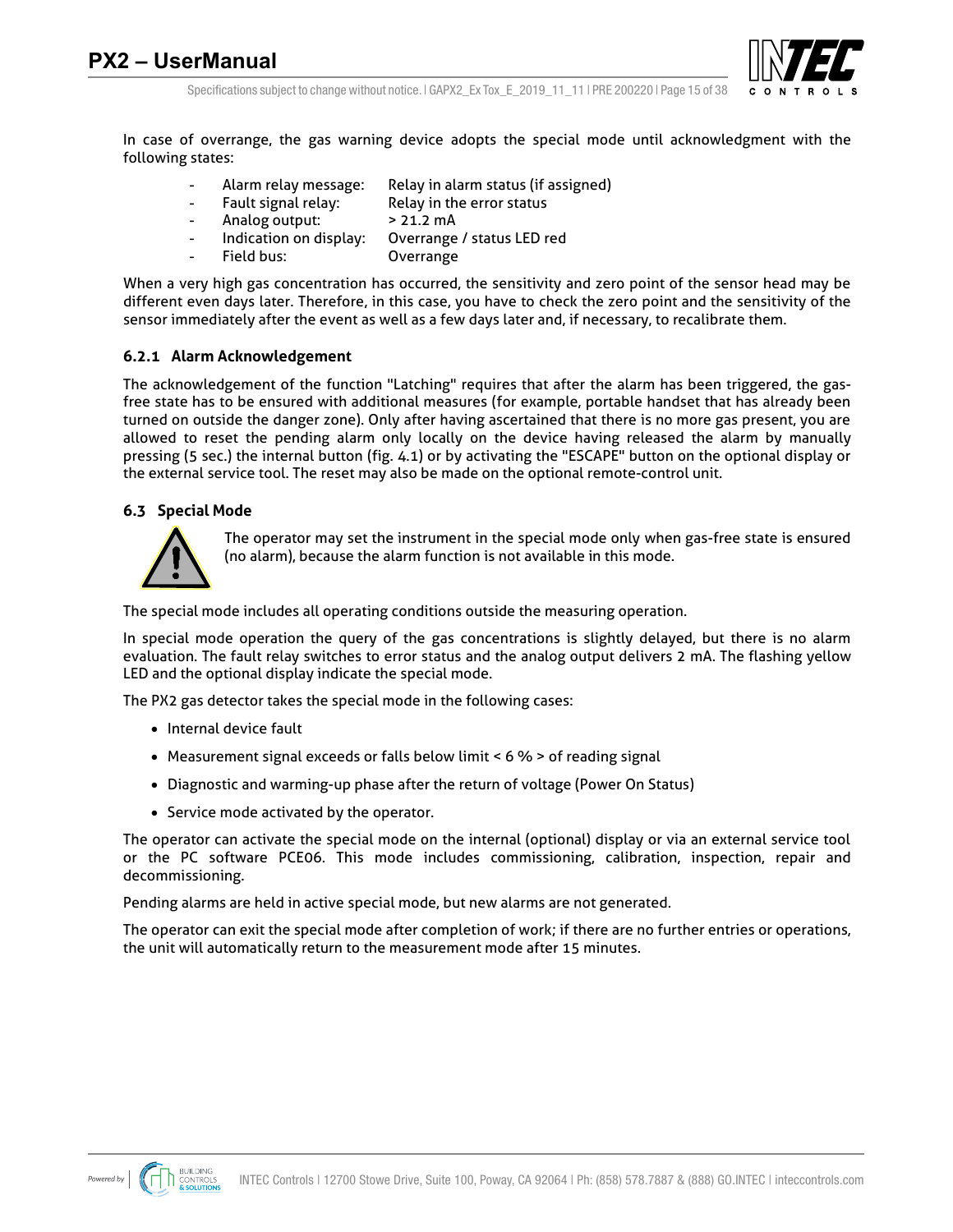In case of overrange, the gas warning device adopts the special mode until acknowledgment with the following states:

- Alarm relay message: Relay in alarm status (if assigned)
- Fault signal relay: Relay in the error status
- Analog output: > 21.2 mA
- Indication on display: Overrange / status LED red
- Field bus: Overrange

When a very high gas concentration has occurred, the sensitivity and zero point of the sensor head may be different even days later. Therefore, in this case, you have to check the zero point and the sensitivity of the sensor immediately after the event as well as a few days later and, if necessary, to recalibrate them.

### 6.2.1 Alarm Acknowledgement

The acknowledgement of the function "Latching" requires that after the alarm has been triggered, the gas-free state has to be ensured with additional measures (for example, portable handset that has already been turned on outside the danger zone). Only after having ascertained that there is no more gas present, you are allowed to reset the pending alarm only locally on the device having released the alarm by manually pressing (5 sec.) the internal button (fig. 4.1) or by activating the "ESCAPE" button on the optional display or the external service tool. The reset may also be made on the optional remote-control unit.

## 6.3 Special Mode

The operator may set the instrument in the special mode only when gas-free state is ensured (no alarm), because the alarm function is not available in this mode.

The special mode includes all operating conditions outside the measuring operation.

In special mode operation the query of the gas concentrations is slightly delayed, but there is no alarm evaluation. The fault relay switches to error status and the analog output delivers 2 mA. The flashing yellow LED and the optional display indicate the special mode.

The PX2 gas detector takes the special mode in the following cases:

- Internal device fault
- Measurement signal exceeds or falls below limit < 6 % > of reading signal
- Diagnostic and warming-up phase after the return of voltage (Power On Status)
- Service mode activated by the operator.

The operator can activate the special mode on the internal (optional) display or via an external service tool or the PC software PCE06. This mode includes commissioning, calibration, inspection, repair and decommissioning.

Pending alarms are held in active special mode, but new alarms are not generated.

The operator can exit the special mode after completion of work; if there are no further entries or operations, the unit will automatically return to the measurement mode after 15 minutes.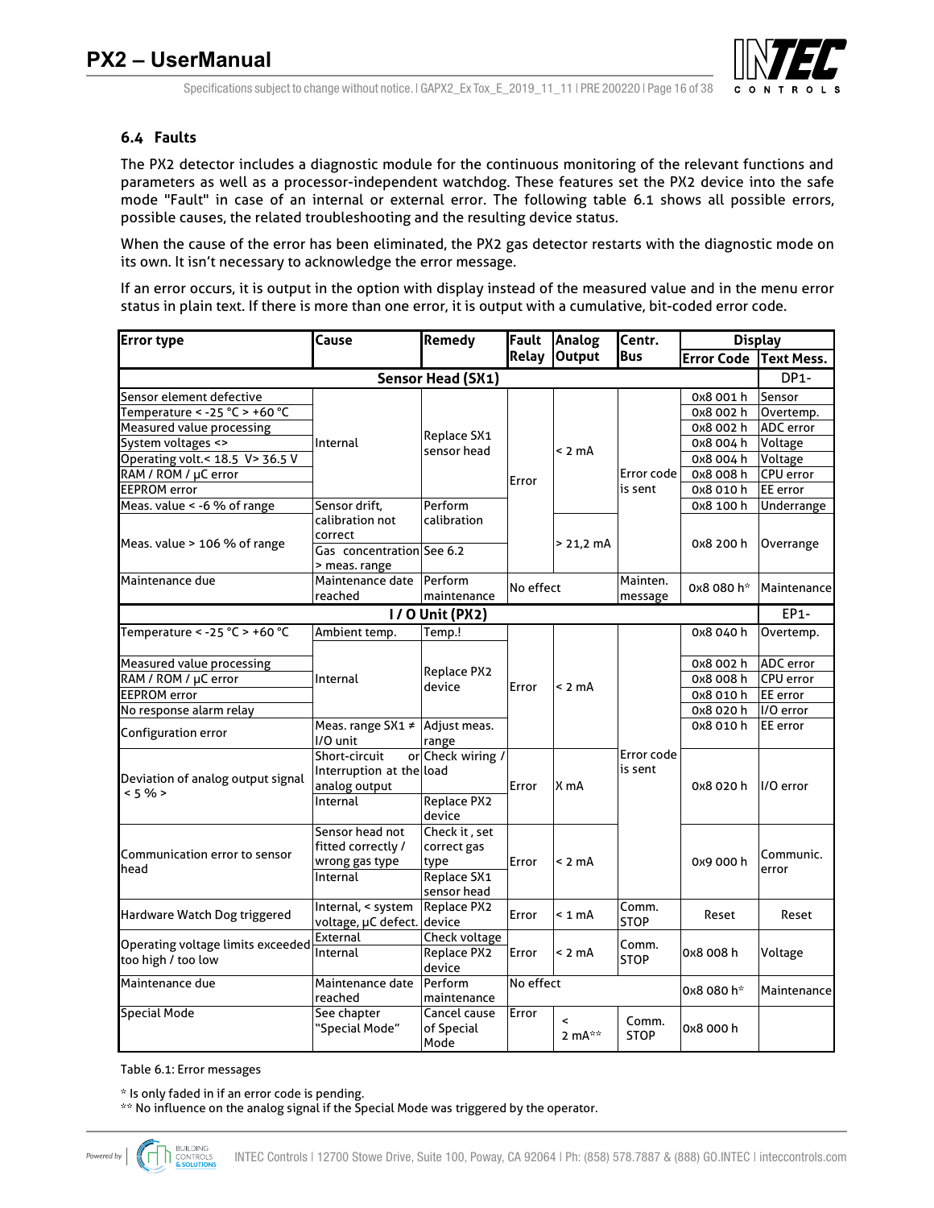### 6.4 Faults

The PX2 detector includes a diagnostic module for the continuous monitoring of the relevant functions and parameters as well as a processor-independent watchdog. These features set the PX2 device into the safe mode "Fault" in case of an internal or external error. The following table 6.1 shows all possible errors, possible causes, the related troubleshooting and the resulting device status.

When the cause of the error has been eliminated, the PX2 gas detector restarts with the diagnostic mode on its own. It isn't necessary to acknowledge the error message.

If an error occurs, it is output in the option with display instead of the measured value and in the menu error status in plain text. If there is more than one error, it is output with a cumulative, bit-coded error code.

| Error type | Cause | Remedy | Fault Relay | Analog Output | Centr. Bus | Display | |
|---|---|---|---|---|---|---|---|
| | | | | | | Error Code | Text Mess. |
| **Sensor Head (SX1)** | | | | | | | DP1- |
| Sensor element defective | Internal | Replace SX1 sensor head | Error | < 2 mA | Error code is sent | 0x8 001 h | Sensor |
| Temperature < -25 °C > +60 °C | | | | | | 0x8 002 h | Overtemp. |
| Measured value processing | | | | | | 0x8 002 h | ADC error |
| System voltages <> | | | | | | 0x8 004 h | Voltage |
| Operating volt.< 18.5 V> 36.5 V | | | | | | 0x8 004 h | Voltage |
| RAM / ROM / µC error | | | | | | 0x8 008 h | CPU error |
| EEPROM error | | | | | | 0x8 010 h | EE error |
| Meas. value < -6 % of range | Sensor drift, calibration not correct | Perform calibration | | | | 0x8 100 h | Underrange |
| Meas. value > 106 % of range | Gas concentration > meas. range | See 6.2 | | > 21,2 mA | | 0x8 200 h | Overrange |
| Maintenance due | Maintenance date reached | Perform maintenance | No effect | | Mainten. message | 0x8 080 h* | Maintenance |
| **I / O Unit (PX2)** | | | | | | | EP1- |
| Temperature < -25 °C > +60 °C | Ambient temp. | Temp.! | Error | < 2 mA | Error code is sent | 0x8 040 h | Overtemp. |
| Measured value processing | Internal | Replace PX2 device | | | | 0x8 002 h | ADC error |
| RAM / ROM / µC error | | | | | | 0x8 008 h | CPU error |
| EEPROM error | | | | | | 0x8 010 h | EE error |
| No response alarm relay | | | | | | 0x8 020 h | I/O error |
| Configuration error | Meas. range SX1 ≠ I/O unit | Adjust meas. range | | | | 0x8 010 h | EE error |
| Deviation of analog output signal < 5 % > | Short-circuit or Interruption at the analog output | Check wiring / load | Error | X mA | | 0x8 020 h | I/O error |
| | Internal | Replace PX2 device | | | | | |
| Communication error to sensor head | Sensor head not fitted correctly / wrong gas type | Check it , set correct gas type | Error | < 2 mA | | 0x9 000 h | Communic. error |
| | Internal | Replace SX1 sensor head | | | | | |
| Hardware Watch Dog triggered | Internal, < system voltage, µC defect. | Replace PX2 device | Error | < 1 mA | Comm. STOP | Reset | Reset |
| Operating voltage limits exceeded too high / too low | External | Check voltage | Error | < 2 mA | Comm. STOP | 0x8 008 h | Voltage |
| | Internal | Replace PX2 device | | | | | |
| Maintenance due | Maintenance date reached | Perform maintenance | No effect | | | 0x8 080 h* | Maintenance |
| Special Mode | See chapter "Special Mode" | Cancel cause of Special Mode | Error | < 2 mA** | Comm. STOP | 0x8 000 h | |

Table 6.1: Error messages

\* Is only faded in if an error code is pending.
\*\* No influence on the analog signal if the Special Mode was triggered by the operator.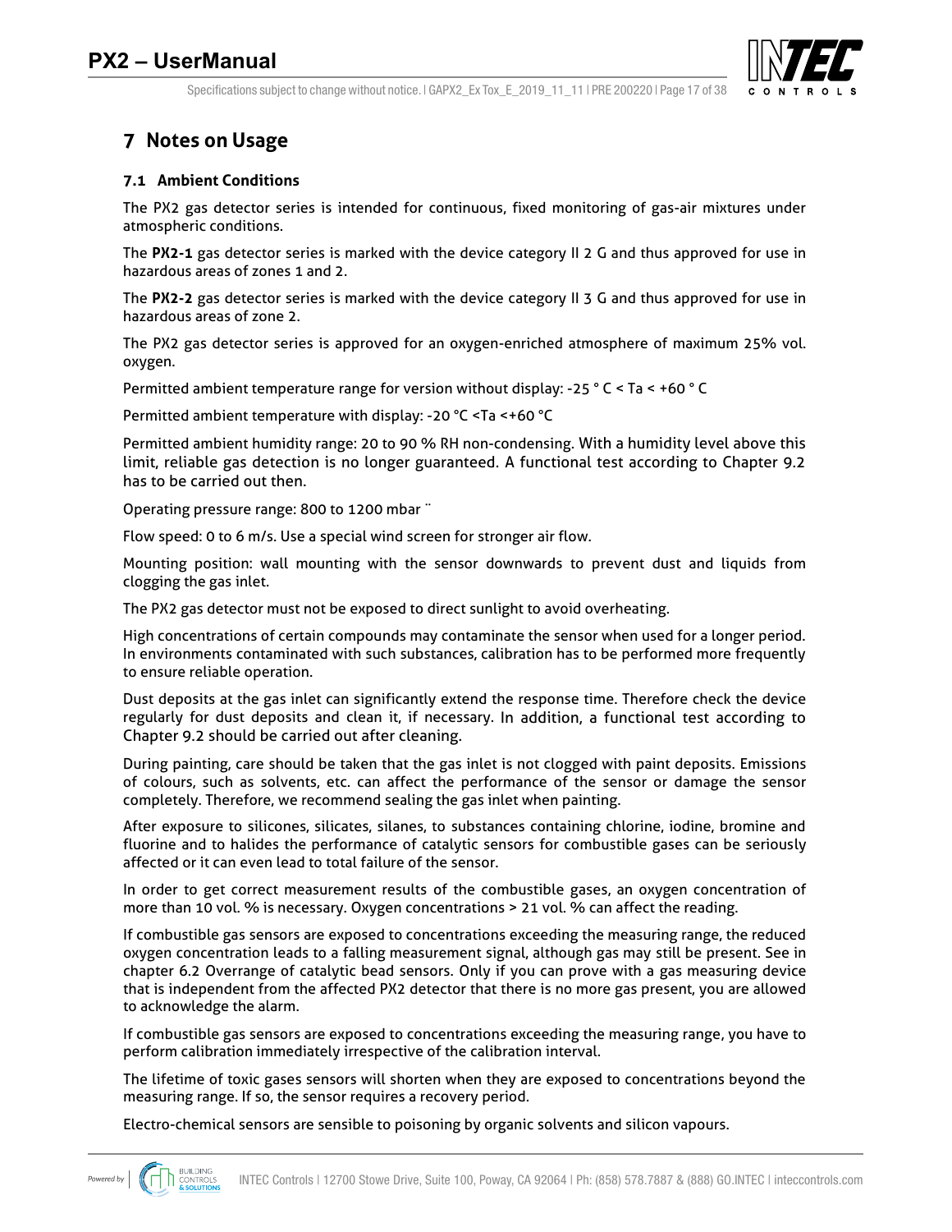## 7 Notes on Usage

### 7.1 Ambient Conditions

The PX2 gas detector series is intended for continuous, fixed monitoring of gas-air mixtures under atmospheric conditions.

The **PX2-1** gas detector series is marked with the device category II 2 G and thus approved for use in hazardous areas of zones 1 and 2.

The **PX2-2** gas detector series is marked with the device category II 3 G and thus approved for use in hazardous areas of zone 2.

The PX2 gas detector series is approved for an oxygen-enriched atmosphere of maximum 25% vol. oxygen.

Permitted ambient temperature range for version without display: -25 ° C < Ta < +60 ° C

Permitted ambient temperature with display: -20 °C <Ta <+60 °C

Permitted ambient humidity range: 20 to 90 % RH non-condensing. With a humidity level above this limit, reliable gas detection is no longer guaranteed. A functional test according to Chapter 9.2 has to be carried out then.

Operating pressure range: 800 to 1200 mbar ¨

Flow speed: 0 to 6 m/s. Use a special wind screen for stronger air flow.

Mounting position: wall mounting with the sensor downwards to prevent dust and liquids from clogging the gas inlet.

The PX2 gas detector must not be exposed to direct sunlight to avoid overheating.

High concentrations of certain compounds may contaminate the sensor when used for a longer period. In environments contaminated with such substances, calibration has to be performed more frequently to ensure reliable operation.

Dust deposits at the gas inlet can significantly extend the response time. Therefore check the device regularly for dust deposits and clean it, if necessary. In addition, a functional test according to Chapter 9.2 should be carried out after cleaning.

During painting, care should be taken that the gas inlet is not clogged with paint deposits. Emissions of colours, such as solvents, etc. can affect the performance of the sensor or damage the sensor completely. Therefore, we recommend sealing the gas inlet when painting.

After exposure to silicones, silicates, silanes, to substances containing chlorine, iodine, bromine and fluorine and to halides the performance of catalytic sensors for combustible gases can be seriously affected or it can even lead to total failure of the sensor.

In order to get correct measurement results of the combustible gases, an oxygen concentration of more than 10 vol. % is necessary. Oxygen concentrations > 21 vol. % can affect the reading.

If combustible gas sensors are exposed to concentrations exceeding the measuring range, the reduced oxygen concentration leads to a falling measurement signal, although gas may still be present. See in chapter 6.2 Overrange of catalytic bead sensors. Only if you can prove with a gas measuring device that is independent from the affected PX2 detector that there is no more gas present, you are allowed to acknowledge the alarm.

If combustible gas sensors are exposed to concentrations exceeding the measuring range, you have to perform calibration immediately irrespective of the calibration interval.

The lifetime of toxic gases sensors will shorten when they are exposed to concentrations beyond the measuring range. If so, the sensor requires a recovery period.

Electro-chemical sensors are sensible to poisoning by organic solvents and silicon vapours.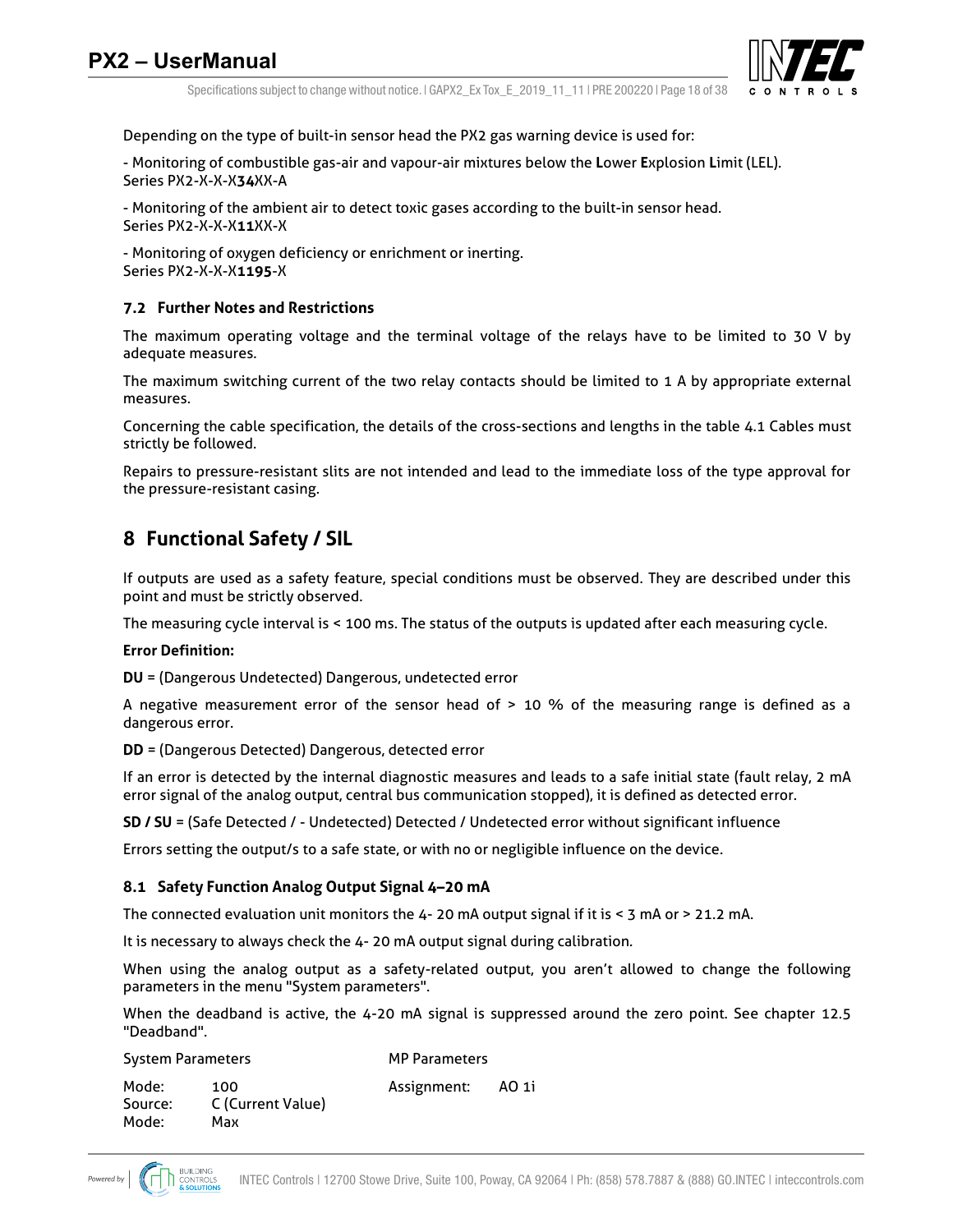Depending on the type of built-in sensor head the PX2 gas warning device is used for:

- Monitoring of combustible gas-air and vapour-air mixtures below the **L**ower **E**xplosion **L**imit (LEL).
Series PX2-X-X-X**34**XX-A

- Monitoring of the ambient air to detect toxic gases according to the built-in sensor head.
Series PX2-X-X-X**11**XX-X

- Monitoring of oxygen deficiency or enrichment or inerting.
Series PX2-X-X-X**1195**-X

### 7.2 Further Notes and Restrictions

The maximum operating voltage and the terminal voltage of the relays have to be limited to 30 V by adequate measures.

The maximum switching current of the two relay contacts should be limited to 1 A by appropriate external measures.

Concerning the cable specification, the details of the cross-sections and lengths in the table 4.1 Cables must strictly be followed.

Repairs to pressure-resistant slits are not intended and lead to the immediate loss of the type approval for the pressure-resistant casing.

## 8 Functional Safety / SIL

If outputs are used as a safety feature, special conditions must be observed. They are described under this point and must be strictly observed.

The measuring cycle interval is < 100 ms. The status of the outputs is updated after each measuring cycle.

**Error Definition:**

**DU** = (Dangerous Undetected) Dangerous, undetected error

A negative measurement error of the sensor head of > 10 % of the measuring range is defined as a dangerous error.

**DD** = (Dangerous Detected) Dangerous, detected error

If an error is detected by the internal diagnostic measures and leads to a safe initial state (fault relay, 2 mA error signal of the analog output, central bus communication stopped), it is defined as detected error.

**SD / SU** = (Safe Detected / - Undetected) Detected / Undetected error without significant influence

Errors setting the output/s to a safe state, or with no or negligible influence on the device.

### 8.1 Safety Function Analog Output Signal 4–20 mA

The connected evaluation unit monitors the 4- 20 mA output signal if it is < 3 mA or > 21.2 mA.

It is necessary to always check the 4- 20 mA output signal during calibration.

When using the analog output as a safety-related output, you aren't allowed to change the following parameters in the menu "System parameters".

When the deadband is active, the 4-20 mA signal is suppressed around the zero point. See chapter 12.5 "Deadband".

| System Parameters | | MP Parameters | |
|---|---|---|---|
| Mode: | 100 | Assignment: | AO 1i |
| Source: | C (Current Value) | | |
| Mode: | Max | | |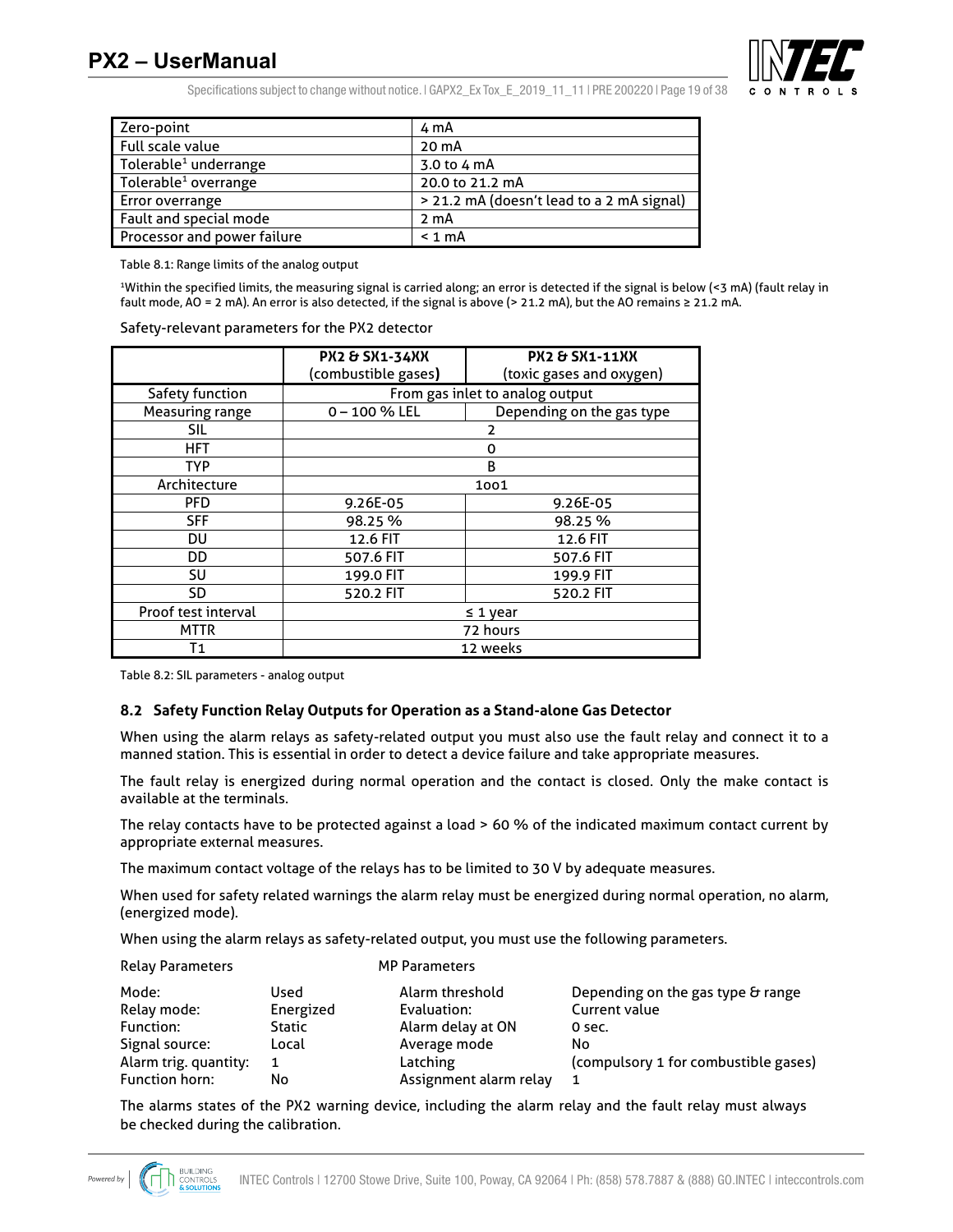| Zero-point | 4 mA |
|---|---|
| Full scale value | 20 mA |
| Tolerable[1] underrange | 3.0 to 4 mA |
| Tolerable[1] overrange | 20.0 to 21.2 mA |
| Error overrange | > 21.2 mA (doesn't lead to a 2 mA signal) |
| Fault and special mode | 2 mA |
| Processor and power failure | < 1 mA |

Table 8.1: Range limits of the analog output

[1]Within the specified limits, the measuring signal is carried along; an error is detected if the signal is below (<3 mA) (fault relay in fault mode, AO = 2 mA). An error is also detected, if the signal is above (> 21.2 mA), but the AO remains ≥ 21.2 mA.

Safety-relevant parameters for the PX2 detector

| | **PX2 & SX1-34XX** (combustible gases) | **PX2 & SX1-11XX** (toxic gases and oxygen) |
|---|---|---|
| Safety function | From gas inlet to analog output | |
| Measuring range | 0 – 100 % LEL | Depending on the gas type |
| SIL | 2 | |
| HFT | 0 | |
| TYP | B | |
| Architecture | 1oo1 | |
| PFD | 9.26E-05 | 9.26E-05 |
| SFF | 98.25 % | 98.25 % |
| DU | 12.6 FIT | 12.6 FIT |
| DD | 507.6 FIT | 507.6 FIT |
| SU | 199.0 FIT | 199.9 FIT |
| SD | 520.2 FIT | 520.2 FIT |
| Proof test interval | ≤ 1 year | |
| MTTR | 72 hours | |
| T1 | 12 weeks | |

Table 8.2: SIL parameters - analog output

### 8.2 Safety Function Relay Outputs for Operation as a Stand-alone Gas Detector

When using the alarm relays as safety-related output you must also use the fault relay and connect it to a manned station. This is essential in order to detect a device failure and take appropriate measures.

The fault relay is energized during normal operation and the contact is closed. Only the make contact is available at the terminals.

The relay contacts have to be protected against a load > 60 % of the indicated maximum contact current by appropriate external measures.

The maximum contact voltage of the relays has to be limited to 30 V by adequate measures.

When used for safety related warnings the alarm relay must be energized during normal operation, no alarm, (energized mode).

When using the alarm relays as safety-related output, you must use the following parameters.

| Relay Parameters | | MP Parameters | |
|---|---|---|---|
| Mode: | Used | Alarm threshold | Depending on the gas type & range |
| Relay mode: | Energized | Evaluation: | Current value |
| Function: | Static | Alarm delay at ON | 0 sec. |
| Signal source: | Local | Average mode | No |
| Alarm trig. quantity: | 1 | Latching | (compulsory 1 for combustible gases) |
| Function horn: | No | Assignment alarm relay | 1 |

The alarms states of the PX2 warning device, including the alarm relay and the fault relay must always be checked during the calibration.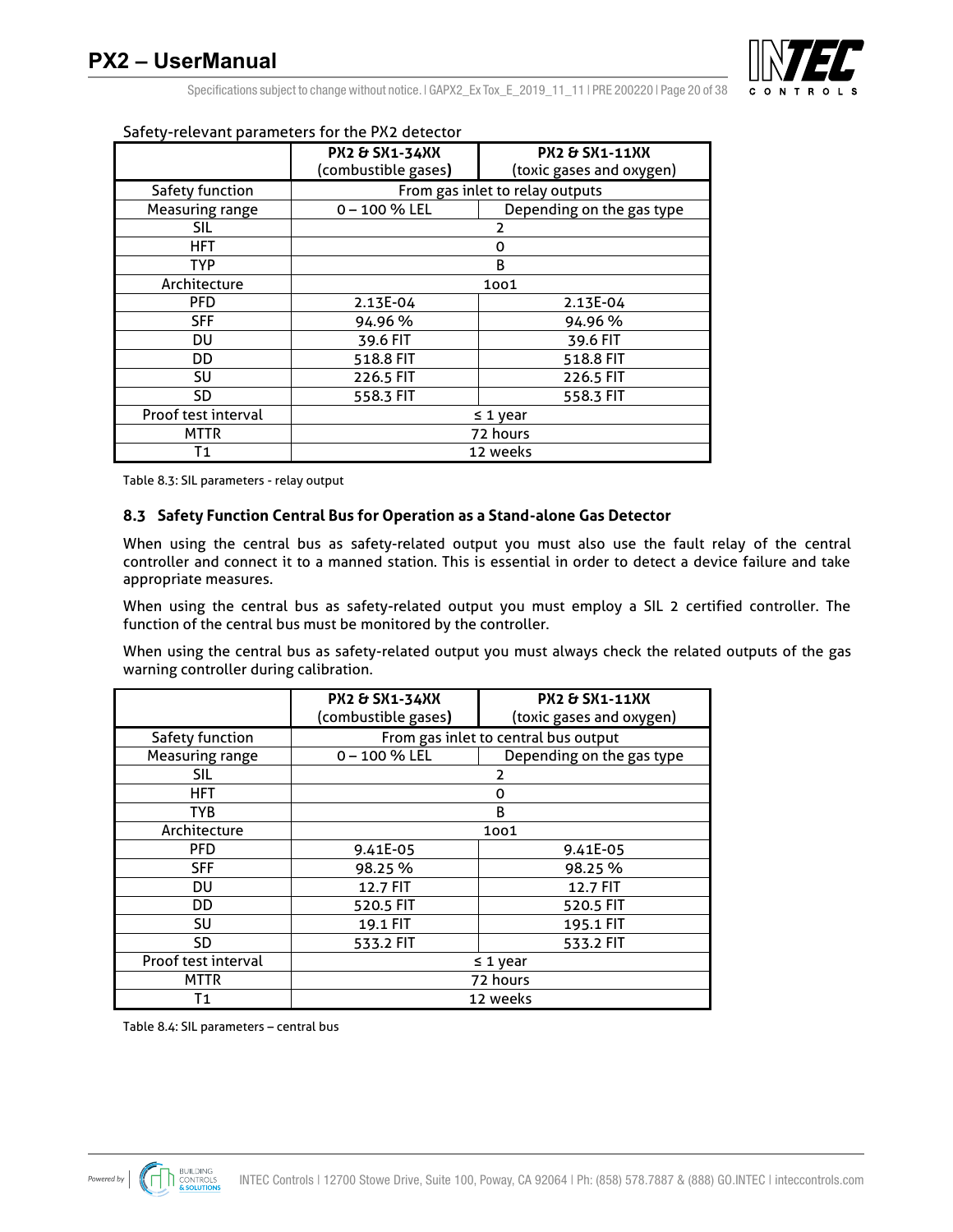Safety-relevant parameters for the PX2 detector

| | PX2 & SX1-34XX (combustible gases) | PX2 & SX1-11XX (toxic gases and oxygen) |
|---|---|---|
| Safety function | From gas inlet to relay outputs | |
| Measuring range | 0 – 100 % LEL | Depending on the gas type |
| SIL | 2 | |
| HFT | 0 | |
| TYP | B | |
| Architecture | 1oo1 | |
| PFD | 2.13E-04 | 2.13E-04 |
| SFF | 94.96 % | 94.96 % |
| DU | 39.6 FIT | 39.6 FIT |
| DD | 518.8 FIT | 518.8 FIT |
| SU | 226.5 FIT | 226.5 FIT |
| SD | 558.3 FIT | 558.3 FIT |
| Proof test interval | ≤ 1 year | |
| MTTR | 72 hours | |
| T1 | 12 weeks | |

Table 8.3: SIL parameters - relay output

### 8.3 Safety Function Central Bus for Operation as a Stand-alone Gas Detector

When using the central bus as safety-related output you must also use the fault relay of the central controller and connect it to a manned station. This is essential in order to detect a device failure and take appropriate measures.

When using the central bus as safety-related output you must employ a SIL 2 certified controller. The function of the central bus must be monitored by the controller.

When using the central bus as safety-related output you must always check the related outputs of the gas warning controller during calibration.

| | PX2 & SX1-34XX (combustible gases) | PX2 & SX1-11XX (toxic gases and oxygen) |
|---|---|---|
| Safety function | From gas inlet to central bus output | |
| Measuring range | 0 – 100 % LEL | Depending on the gas type |
| SIL | 2 | |
| HFT | 0 | |
| TYB | B | |
| Architecture | 1oo1 | |
| PFD | 9.41E-05 | 9.41E-05 |
| SFF | 98.25 % | 98.25 % |
| DU | 12.7 FIT | 12.7 FIT |
| DD | 520.5 FIT | 520.5 FIT |
| SU | 19.1 FIT | 195.1 FIT |
| SD | 533.2 FIT | 533.2 FIT |
| Proof test interval | ≤ 1 year | |
| MTTR | 72 hours | |
| T1 | 12 weeks | |

Table 8.4: SIL parameters – central bus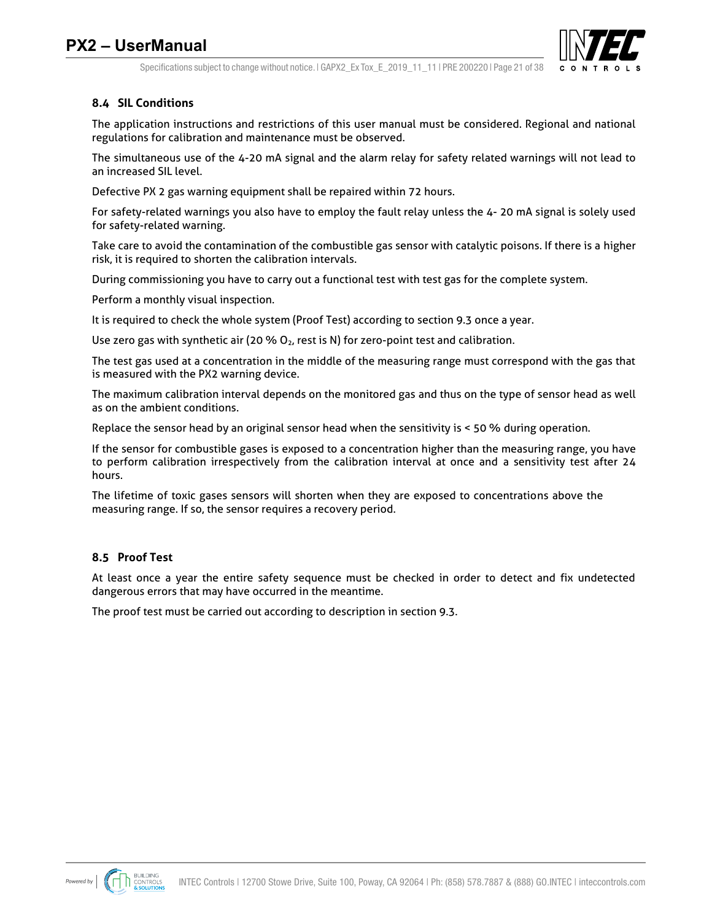## 8.4 SIL Conditions

The application instructions and restrictions of this user manual must be considered. Regional and national regulations for calibration and maintenance must be observed.

The simultaneous use of the 4-20 mA signal and the alarm relay for safety related warnings will not lead to an increased SIL level.

Defective PX 2 gas warning equipment shall be repaired within 72 hours.

For safety-related warnings you also have to employ the fault relay unless the 4- 20 mA signal is solely used for safety-related warning.

Take care to avoid the contamination of the combustible gas sensor with catalytic poisons. If there is a higher risk, it is required to shorten the calibration intervals.

During commissioning you have to carry out a functional test with test gas for the complete system.

Perform a monthly visual inspection.

It is required to check the whole system (Proof Test) according to section 9.3 once a year.

Use zero gas with synthetic air (20 % $O_2$, rest is N) for zero-point test and calibration.

The test gas used at a concentration in the middle of the measuring range must correspond with the gas that is measured with the PX2 warning device.

The maximum calibration interval depends on the monitored gas and thus on the type of sensor head as well as on the ambient conditions.

Replace the sensor head by an original sensor head when the sensitivity is < 50 % during operation.

If the sensor for combustible gases is exposed to a concentration higher than the measuring range, you have to perform calibration irrespectively from the calibration interval at once and a sensitivity test after 24 hours.

The lifetime of toxic gases sensors will shorten when they are exposed to concentrations above the measuring range. If so, the sensor requires a recovery period.

## 8.5 Proof Test

At least once a year the entire safety sequence must be checked in order to detect and fix undetected dangerous errors that may have occurred in the meantime.

The proof test must be carried out according to description in section 9.3.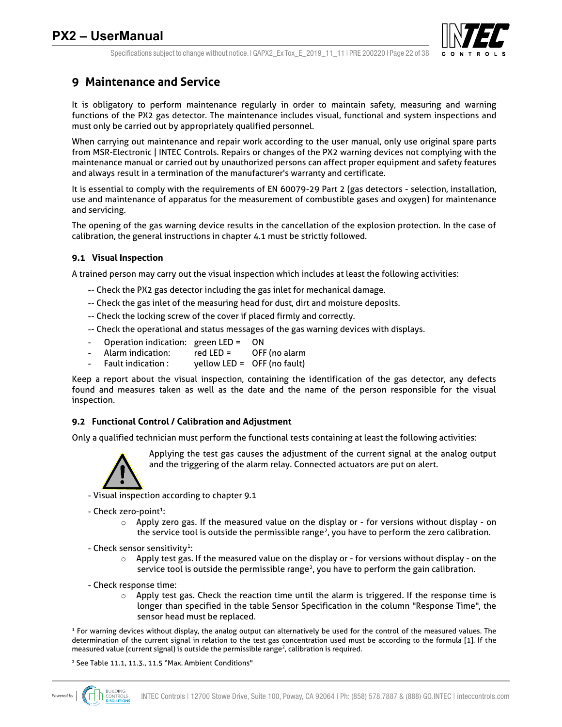## 9 Maintenance and Service

It is obligatory to perform maintenance regularly in order to maintain safety, measuring and warning functions of the PX2 gas detector. The maintenance includes visual, functional and system inspections and must only be carried out by appropriately qualified personnel.

When carrying out maintenance and repair work according to the user manual, only use original spare parts from MSR-Electronic | INTEC Controls. Repairs or changes of the PX2 warning devices not complying with the maintenance manual or carried out by unauthorized persons can affect proper equipment and safety features and always result in a termination of the manufacturer's warranty and certificate.

It is essential to comply with the requirements of EN 60079-29 Part 2 (gas detectors - selection, installation, use and maintenance of apparatus for the measurement of combustible gases and oxygen) for maintenance and servicing.

The opening of the gas warning device results in the cancellation of the explosion protection. In the case of calibration, the general instructions in chapter 4.1 must be strictly followed.

### 9.1 Visual Inspection

A trained person may carry out the visual inspection which includes at least the following activities:

-- Check the PX2 gas detector including the gas inlet for mechanical damage.

-- Check the gas inlet of the measuring head for dust, dirt and moisture deposits.

-- Check the locking screw of the cover if placed firmly and correctly.

-- Check the operational and status messages of the gas warning devices with displays.

- Operation indication: green LED = ON
- Alarm indication: red LED = OFF (no alarm
- Fault indication : yellow LED = OFF (no fault)

Keep a report about the visual inspection, containing the identification of the gas detector, any defects found and measures taken as well as the date and the name of the person responsible for the visual inspection.

### 9.2 Functional Control / Calibration and Adjustment

Only a qualified technician must perform the functional tests containing at least the following activities:

Applying the test gas causes the adjustment of the current signal at the analog output and the triggering of the alarm relay. Connected actuators are put on alert.

- Visual inspection according to chapter 9.1
- Check zero-point[1]:
  - Apply zero gas. If the measured value on the display or - for versions without display - on the service tool is outside the permissible range[2], you have to perform the zero calibration.
- Check sensor sensitivity[1]:
  - Apply test gas. If the measured value on the display or - for versions without display - on the service tool is outside the permissible range[2], you have to perform the gain calibration.
- Check response time:
  - Apply test gas. Check the reaction time until the alarm is triggered. If the response time is longer than specified in the table Sensor Specification in the column "Response Time", the sensor head must be replaced.

[1] For warning devices without display, the analog output can alternatively be used for the control of the measured values. The determination of the current signal in relation to the test gas concentration used must be according to the formula [1]. If the measured value (current signal) is outside the permissible range[2], calibration is required.

[2] See Table 11.1, 11.3., 11.5 "Max. Ambient Conditions"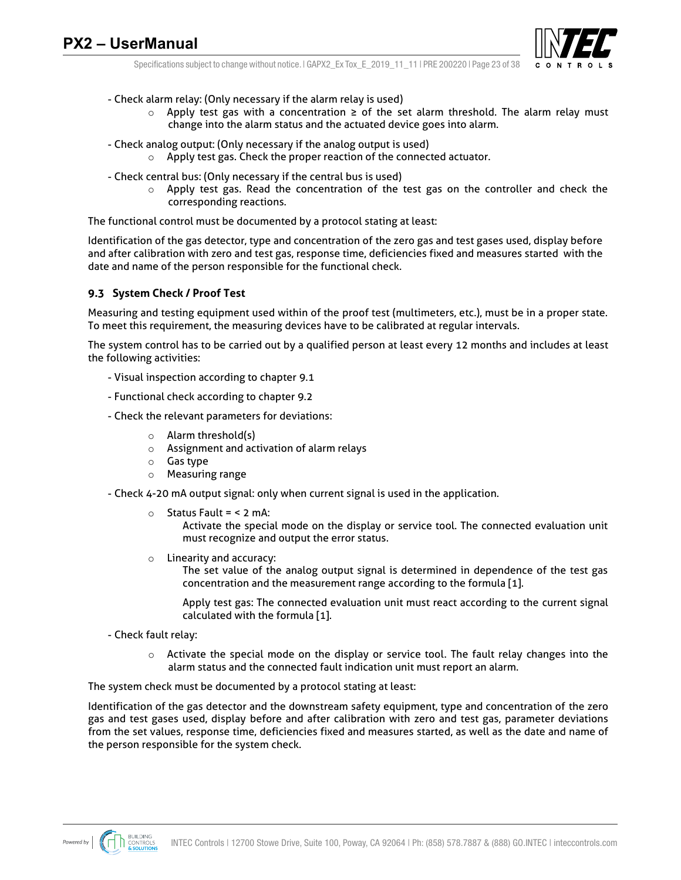- Check alarm relay: (Only necessary if the alarm relay is used)
  - Apply test gas with a concentration ≥ of the set alarm threshold. The alarm relay must change into the alarm status and the actuated device goes into alarm.
- Check analog output: (Only necessary if the analog output is used)
  - Apply test gas. Check the proper reaction of the connected actuator.
- Check central bus: (Only necessary if the central bus is used)
  - Apply test gas. Read the concentration of the test gas on the controller and check the corresponding reactions.

The functional control must be documented by a protocol stating at least:

Identification of the gas detector, type and concentration of the zero gas and test gases used, display before and after calibration with zero and test gas, response time, deficiencies fixed and measures started with the date and name of the person responsible for the functional check.

### 9.3 System Check / Proof Test

Measuring and testing equipment used within of the proof test (multimeters, etc.), must be in a proper state. To meet this requirement, the measuring devices have to be calibrated at regular intervals.

The system control has to be carried out by a qualified person at least every 12 months and includes at least the following activities:

- Visual inspection according to chapter 9.1
- Functional check according to chapter 9.2
- Check the relevant parameters for deviations:
  - Alarm threshold(s)
  - Assignment and activation of alarm relays
  - Gas type
  - Measuring range
- Check 4-20 mA output signal: only when current signal is used in the application.
  - Status Fault = < 2 mA:
    Activate the special mode on the display or service tool. The connected evaluation unit must recognize and output the error status.
  - Linearity and accuracy:
    The set value of the analog output signal is determined in dependence of the test gas concentration and the measurement range according to the formula [1].

    Apply test gas: The connected evaluation unit must react according to the current signal calculated with the formula [1].
- Check fault relay:
  - Activate the special mode on the display or service tool. The fault relay changes into the alarm status and the connected fault indication unit must report an alarm.

The system check must be documented by a protocol stating at least:

Identification of the gas detector and the downstream safety equipment, type and concentration of the zero gas and test gases used, display before and after calibration with zero and test gas, parameter deviations from the set values, response time, deficiencies fixed and measures started, as well as the date and name of the person responsible for the system check.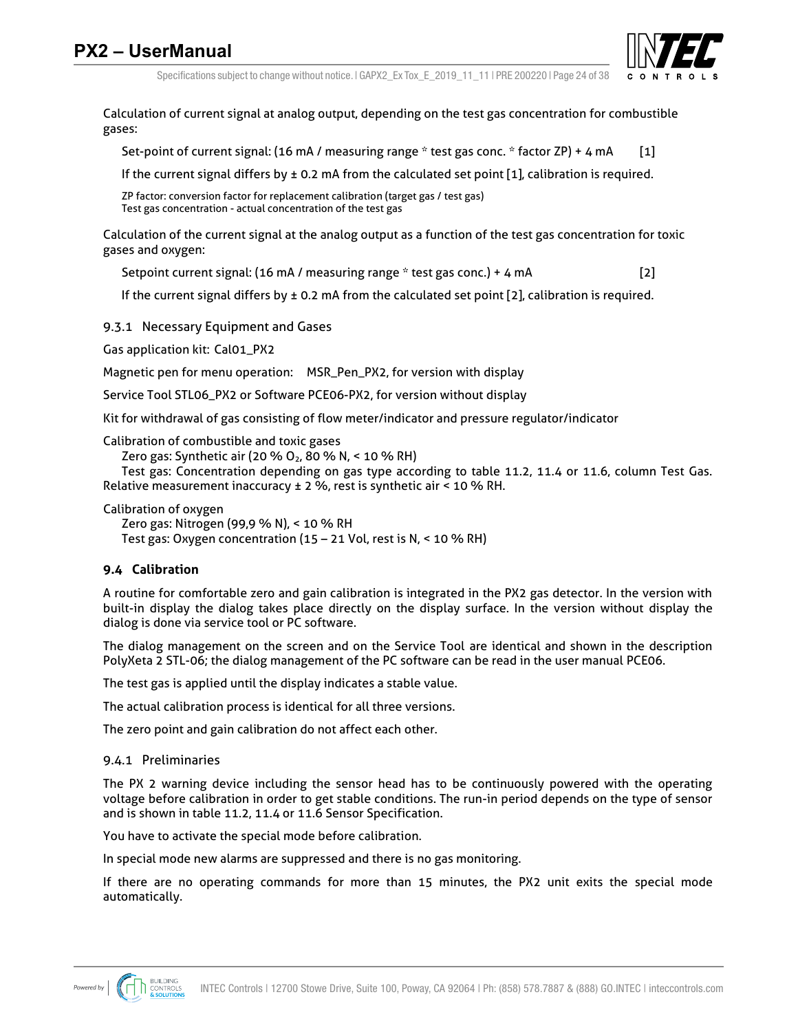Calculation of current signal at analog output, depending on the test gas concentration for combustible gases:

Set-point of current signal: (16 mA / measuring range * test gas conc. * factor ZP) + 4 mA [1]

If the current signal differs by ± 0.2 mA from the calculated set point [1], calibration is required.

ZP factor: conversion factor for replacement calibration (target gas / test gas)
Test gas concentration - actual concentration of the test gas

Calculation of the current signal at the analog output as a function of the test gas concentration for toxic gases and oxygen:

Setpoint current signal: (16 mA / measuring range * test gas conc.) + 4 mA [2]

If the current signal differs by ± 0.2 mA from the calculated set point [2], calibration is required.

### 9.3.1 Necessary Equipment and Gases

Gas application kit: Cal01_PX2

Magnetic pen for menu operation: MSR_Pen_PX2, for version with display

Service Tool STL06_PX2 or Software PCE06-PX2, for version without display

Kit for withdrawal of gas consisting of flow meter/indicator and pressure regulator/indicator

Calibration of combustible and toxic gases
Zero gas: Synthetic air (20 % $O_2$, 80 % N, < 10 % RH)
Test gas: Concentration depending on gas type according to table 11.2, 11.4 or 11.6, column Test Gas. Relative measurement inaccuracy ± 2 %, rest is synthetic air < 10 % RH.

Calibration of oxygen
Zero gas: Nitrogen (99,9 % N), < 10 % RH
Test gas: Oxygen concentration (15 – 21 Vol, rest is N, < 10 % RH)

## 9.4 Calibration

A routine for comfortable zero and gain calibration is integrated in the PX2 gas detector. In the version with built-in display the dialog takes place directly on the display surface. In the version without display the dialog is done via service tool or PC software.

The dialog management on the screen and on the Service Tool are identical and shown in the description PolyXeta 2 STL-06; the dialog management of the PC software can be read in the user manual PCE06.

The test gas is applied until the display indicates a stable value.

The actual calibration process is identical for all three versions.

The zero point and gain calibration do not affect each other.

### 9.4.1 Preliminaries

The PX 2 warning device including the sensor head has to be continuously powered with the operating voltage before calibration in order to get stable conditions. The run-in period depends on the type of sensor and is shown in table 11.2, 11.4 or 11.6 Sensor Specification.

You have to activate the special mode before calibration.

In special mode new alarms are suppressed and there is no gas monitoring.

If there are no operating commands for more than 15 minutes, the PX2 unit exits the special mode automatically.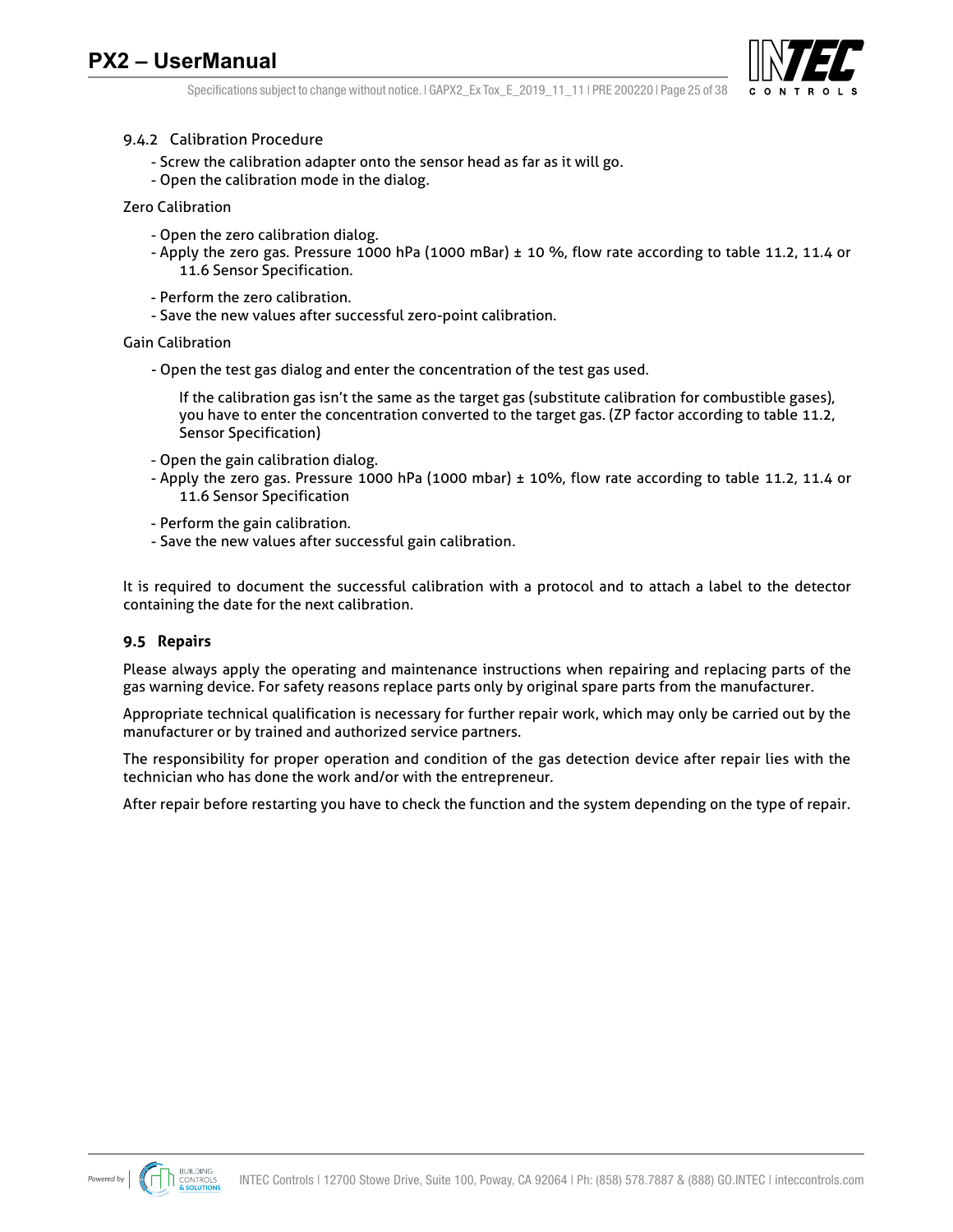### 9.4.2 Calibration Procedure

- Screw the calibration adapter onto the sensor head as far as it will go.
- Open the calibration mode in the dialog.

Zero Calibration

- Open the zero calibration dialog.
- Apply the zero gas. Pressure 1000 hPa (1000 mBar) ± 10 %, flow rate according to table 11.2, 11.4 or 11.6 Sensor Specification.
- Perform the zero calibration.
- Save the new values after successful zero-point calibration.

Gain Calibration

- Open the test gas dialog and enter the concentration of the test gas used.

  If the calibration gas isn't the same as the target gas (substitute calibration for combustible gases), you have to enter the concentration converted to the target gas. (ZP factor according to table 11.2, Sensor Specification)

- Open the gain calibration dialog.
- Apply the zero gas. Pressure 1000 hPa (1000 mbar) ± 10%, flow rate according to table 11.2, 11.4 or 11.6 Sensor Specification
- Perform the gain calibration.
- Save the new values after successful gain calibration.

It is required to document the successful calibration with a protocol and to attach a label to the detector containing the date for the next calibration.

## 9.5 Repairs

Please always apply the operating and maintenance instructions when repairing and replacing parts of the gas warning device. For safety reasons replace parts only by original spare parts from the manufacturer.

Appropriate technical qualification is necessary for further repair work, which may only be carried out by the manufacturer or by trained and authorized service partners.

The responsibility for proper operation and condition of the gas detection device after repair lies with the technician who has done the work and/or with the entrepreneur.

After repair before restarting you have to check the function and the system depending on the type of repair.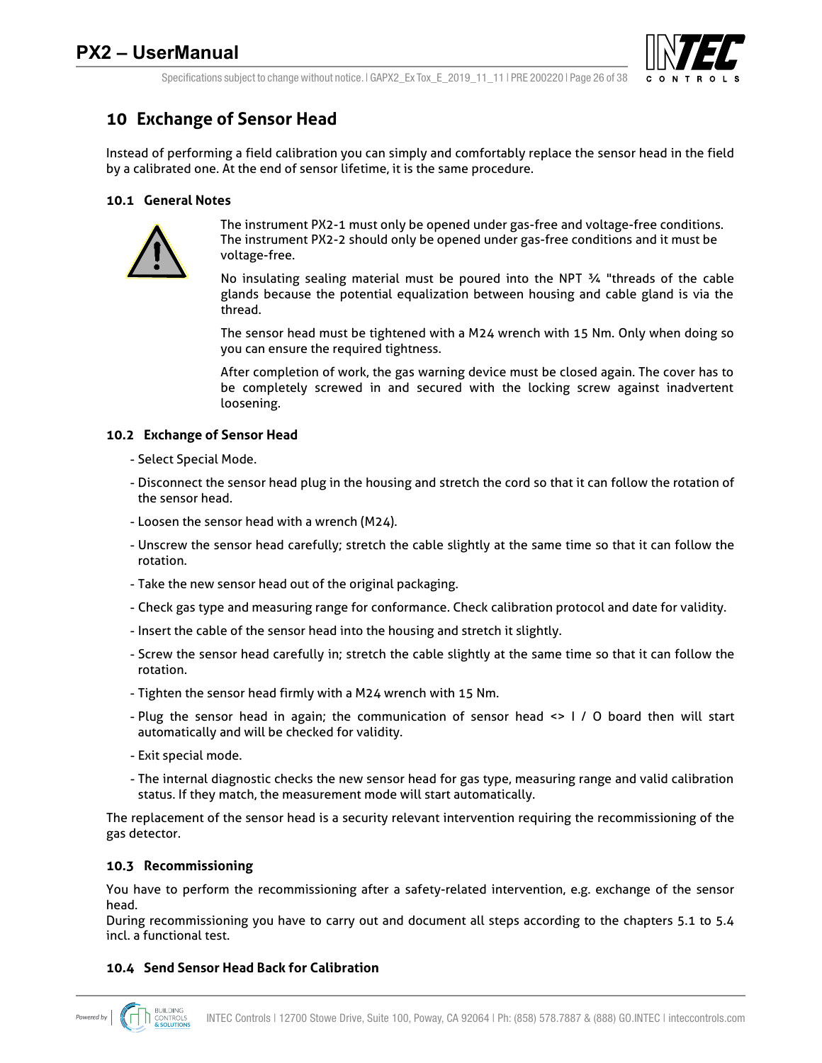# 10 Exchange of Sensor Head

Instead of performing a field calibration you can simply and comfortably replace the sensor head in the field by a calibrated one. At the end of sensor lifetime, it is the same procedure.

## 10.1 General Notes

The instrument PX2-1 must only be opened under gas-free and voltage-free conditions. The instrument PX2-2 should only be opened under gas-free conditions and it must be voltage-free.

No insulating sealing material must be poured into the NPT ¾ "threads of the cable glands because the potential equalization between housing and cable gland is via the thread.

The sensor head must be tightened with a M24 wrench with 15 Nm. Only when doing so you can ensure the required tightness.

After completion of work, the gas warning device must be closed again. The cover has to be completely screwed in and secured with the locking screw against inadvertent loosening.

## 10.2 Exchange of Sensor Head

- Select Special Mode.
- Disconnect the sensor head plug in the housing and stretch the cord so that it can follow the rotation of the sensor head.
- Loosen the sensor head with a wrench (M24).
- Unscrew the sensor head carefully; stretch the cable slightly at the same time so that it can follow the rotation.
- Take the new sensor head out of the original packaging.
- Check gas type and measuring range for conformance. Check calibration protocol and date for validity.
- Insert the cable of the sensor head into the housing and stretch it slightly.
- Screw the sensor head carefully in; stretch the cable slightly at the same time so that it can follow the rotation.
- Tighten the sensor head firmly with a M24 wrench with 15 Nm.
- Plug the sensor head in again; the communication of sensor head <> I / O board then will start automatically and will be checked for validity.
- Exit special mode.
- The internal diagnostic checks the new sensor head for gas type, measuring range and valid calibration status. If they match, the measurement mode will start automatically.

The replacement of the sensor head is a security relevant intervention requiring the recommissioning of the gas detector.

## 10.3 Recommissioning

You have to perform the recommissioning after a safety-related intervention, e.g. exchange of the sensor head.
During recommissioning you have to carry out and document all steps according to the chapters 5.1 to 5.4 incl. a functional test.

## 10.4 Send Sensor Head Back for Calibration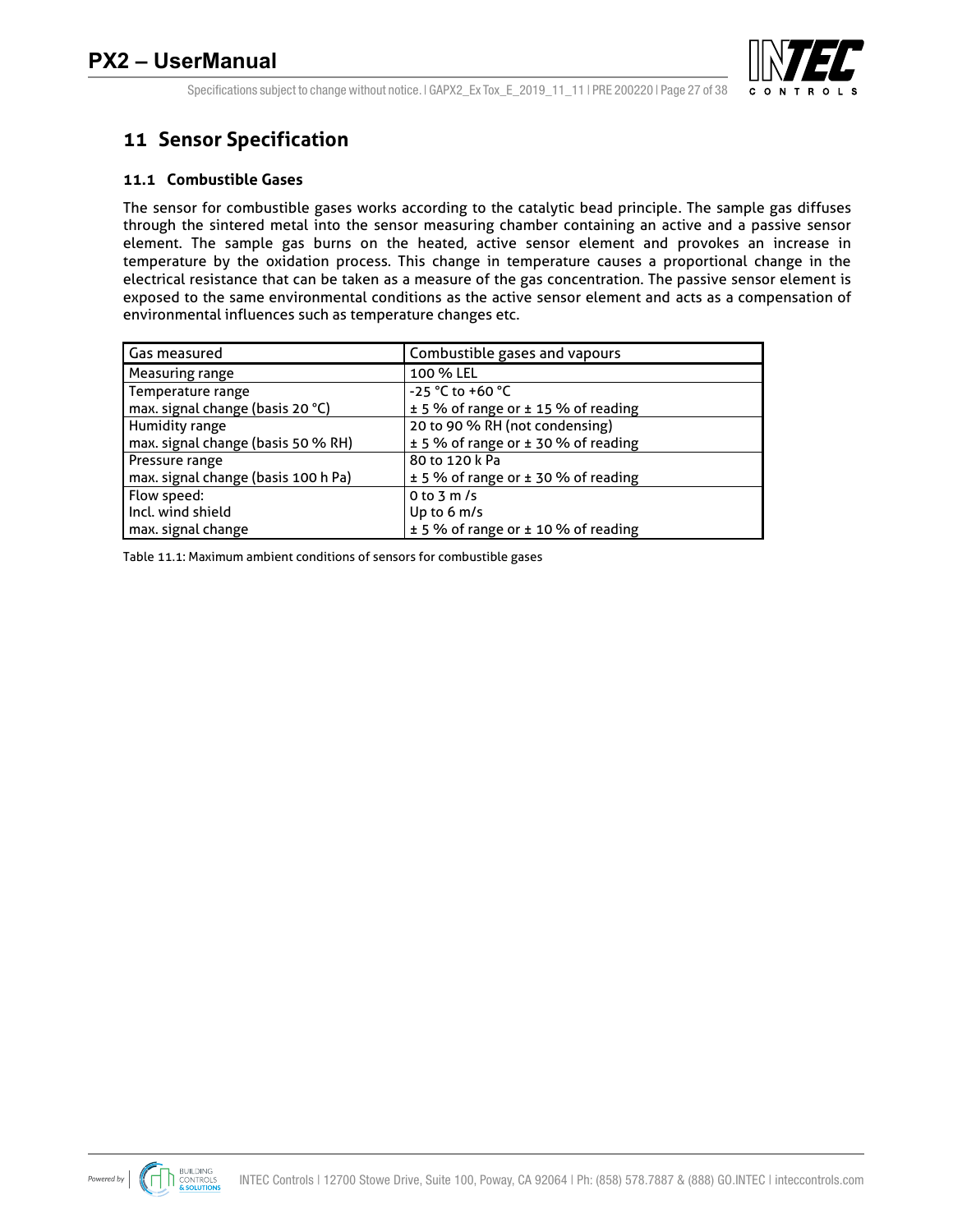# 11 Sensor Specification

## 11.1 Combustible Gases

The sensor for combustible gases works according to the catalytic bead principle. The sample gas diffuses through the sintered metal into the sensor measuring chamber containing an active and a passive sensor element. The sample gas burns on the heated, active sensor element and provokes an increase in temperature by the oxidation process. This change in temperature causes a proportional change in the electrical resistance that can be taken as a measure of the gas concentration. The passive sensor element is exposed to the same environmental conditions as the active sensor element and acts as a compensation of environmental influences such as temperature changes etc.

| Gas measured | Combustible gases and vapours |
|---|---|
| Measuring range | 100 % LEL |
| Temperature range<br>max. signal change (basis 20 °C) | -25 °C to +60 °C<br>± 5 % of range or ± 15 % of reading |
| Humidity range<br>max. signal change (basis 50 % RH) | 20 to 90 % RH (not condensing)<br>± 5 % of range or ± 30 % of reading |
| Pressure range<br>max. signal change (basis 100 h Pa) | 80 to 120 k Pa<br>± 5 % of range or ± 30 % of reading |
| Flow speed:<br>Incl. wind shield<br>max. signal change | 0 to 3 m /s<br>Up to 6 m/s<br>± 5 % of range or ± 10 % of reading |

Table 11.1: Maximum ambient conditions of sensors for combustible gases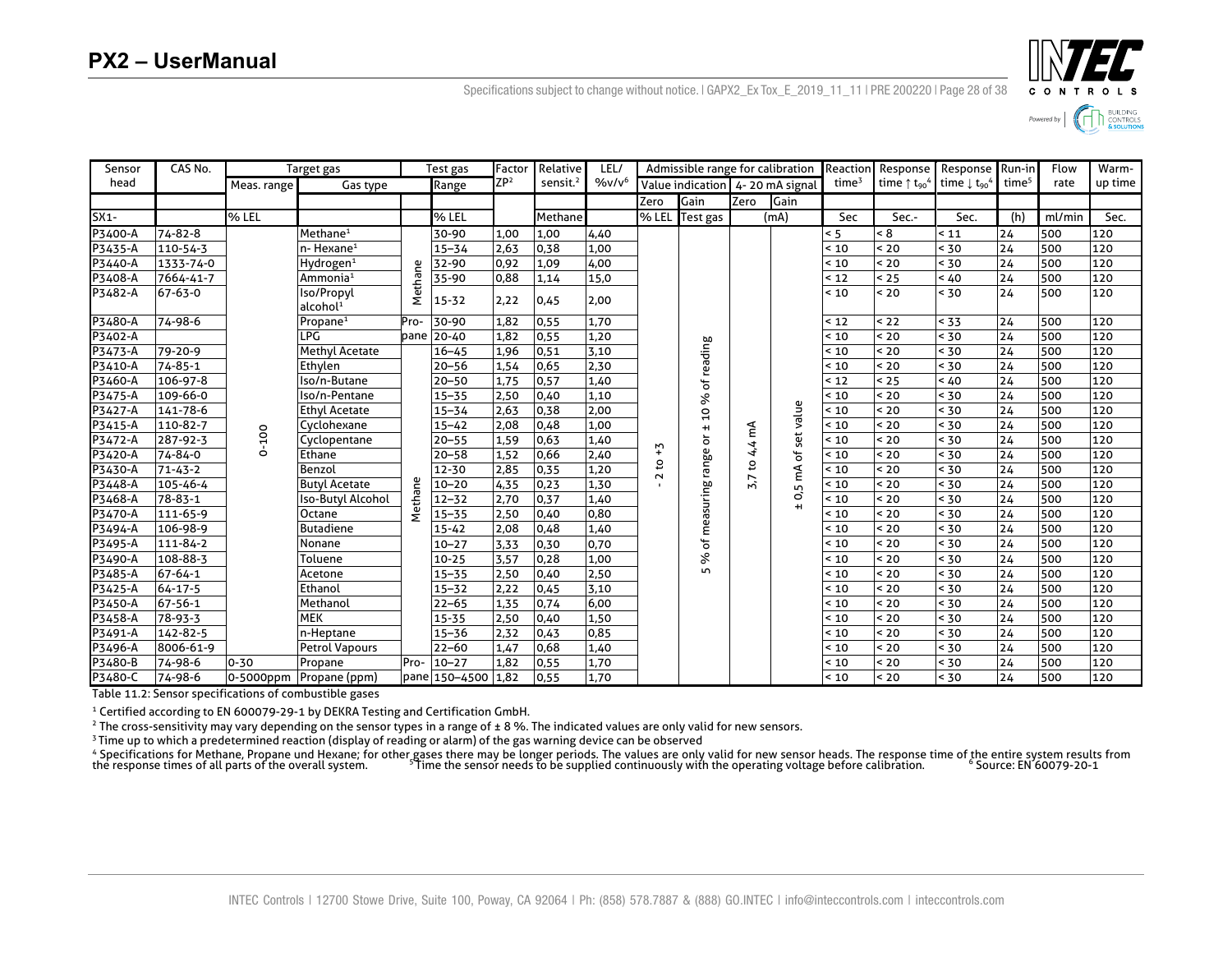| Sensor head | CAS No. | Target gas | | | Test gas | Factor | Relative | LEL/ | Admissible range for calibration | | | | Reaction | Response | Response | Run-in | Flow | Warm- |
|---|---|---|---|---|---|---|---|---|---|---|---|---|---|---|---|---|---|---|
| | | Meas. range | Gas type | | Range | ZP[2] | sensit.[2] | %v/v[6] | Value indication | | 4- 20 mA signal | | time[3] | time ↑ $t_{90}$[4] | time ↓ $t_{90}$[4] | time[5] | rate | up time |
| | | | | | | | | | Zero | Gain | Zero | Gain | | | | | | |
| SX1- | | % LEL | | | % LEL | | Methane | | % LEL | Test gas | (mA) | | Sec | Sec.- | Sec. | (h) | ml/min | Sec. |
| P3400-A | 74-82-8 | 0-100 | Methane[1] | Methane | 30-90 | 1,00 | 1,00 | 4,40 | - 2 to +3 | 5 % of measuring range or ± 10 % of reading | 3,7 to 4,4 mA | ± 0,5 mA of set value | < 5 | < 8 | < 11 | 24 | 500 | 120 |
| P3435-A | 110-54-3 | | n- Hexane[1] | | 15–34 | 2,63 | 0,38 | 1,00 | | | | | < 10 | < 20 | < 30 | 24 | 500 | 120 |
| P3440-A | 1333-74-0 | | Hydrogen[1] | | 32-90 | 0,92 | 1,09 | 4,00 | | | | | < 10 | < 20 | < 30 | 24 | 500 | 120 |
| P3408-A | 7664-41-7 | | Ammonia[1] | | 35-90 | 0,88 | 1,14 | 15,0 | | | | | < 12 | < 25 | < 40 | 24 | 500 | 120 |
| P3482-A | 67-63-0 | | Iso/Propyl alcohol[1] | | 15-32 | 2,22 | 0,45 | 2,00 | | | | | < 10 | < 20 | < 30 | 24 | 500 | 120 |
| P3480-A | 74-98-6 | | Propane[1] | Propane | 30-90 | 1,82 | 0,55 | 1,70 | | | | | < 12 | < 22 | < 33 | 24 | 500 | 120 |
| P3402-A | | | LPG | | 20-40 | 1,82 | 0,55 | 1,20 | | | | | < 10 | < 20 | < 30 | 24 | 500 | 120 |
| P3473-A | 79-20-9 | | Methyl Acetate | Methane | 16–45 | 1,96 | 0,51 | 3,10 | | | | | < 10 | < 20 | < 30 | 24 | 500 | 120 |
| P3410-A | 74-85-1 | | Ethylen | | 20–56 | 1,54 | 0,65 | 2,30 | | | | | < 10 | < 20 | < 30 | 24 | 500 | 120 |
| P3460-A | 106-97-8 | | Iso/n-Butane | | 20–50 | 1,75 | 0,57 | 1,40 | | | | | < 12 | < 25 | < 40 | 24 | 500 | 120 |
| P3475-A | 109-66-0 | | Iso/n-Pentane | | 15–35 | 2,50 | 0,40 | 1,10 | | | | | < 10 | < 20 | < 30 | 24 | 500 | 120 |
| P3427-A | 141-78-6 | | Ethyl Acetate | | 15–34 | 2,63 | 0,38 | 2,00 | | | | | < 10 | < 20 | < 30 | 24 | 500 | 120 |
| P3415-A | 110-82-7 | | Cyclohexane | | 15–42 | 2,08 | 0,48 | 1,00 | | | | | < 10 | < 20 | < 30 | 24 | 500 | 120 |
| P3472-A | 287-92-3 | | Cyclopentane | | 20–55 | 1,59 | 0,63 | 1,40 | | | | | < 10 | < 20 | < 30 | 24 | 500 | 120 |
| P3420-A | 74-84-0 | | Ethane | | 20–58 | 1,52 | 0,66 | 2,40 | | | | | < 10 | < 20 | < 30 | 24 | 500 | 120 |
| P3430-A | 71-43-2 | | Benzol | | 12-30 | 2,85 | 0,35 | 1,20 | | | | | < 10 | < 20 | < 30 | 24 | 500 | 120 |
| P3448-A | 105-46-4 | | Butyl Acetate | | 10–20 | 4,35 | 0,23 | 1,30 | | | | | < 10 | < 20 | < 30 | 24 | 500 | 120 |
| P3468-A | 78-83-1 | | Iso-Butyl Alcohol | | 12–32 | 2,70 | 0,37 | 1,40 | | | | | < 10 | < 20 | < 30 | 24 | 500 | 120 |
| P3470-A | 111-65-9 | | Octane | | 15–35 | 2,50 | 0,40 | 0,80 | | | | | < 10 | < 20 | < 30 | 24 | 500 | 120 |
| P3494-A | 106-98-9 | | Butadiene | | 15-42 | 2,08 | 0,48 | 1,40 | | | | | < 10 | < 20 | < 30 | 24 | 500 | 120 |
| P3495-A | 111-84-2 | | Nonane | | 10–27 | 3,33 | 0,30 | 0,70 | | | | | < 10 | < 20 | < 30 | 24 | 500 | 120 |
| P3490-A | 108-88-3 | | Toluene | | 10-25 | 3,57 | 0,28 | 1,00 | | | | | < 10 | < 20 | < 30 | 24 | 500 | 120 |
| P3485-A | 67-64-1 | | Acetone | | 15–35 | 2,50 | 0,40 | 2,50 | | | | | < 10 | < 20 | < 30 | 24 | 500 | 120 |
| P3425-A | 64-17-5 | | Ethanol | | 15–32 | 2,22 | 0,45 | 3,10 | | | | | < 10 | < 20 | < 30 | 24 | 500 | 120 |
| P3450-A | 67-56-1 | | Methanol | | 22–65 | 1,35 | 0,74 | 6,00 | | | | | < 10 | < 20 | < 30 | 24 | 500 | 120 |
| P3458-A | 78-93-3 | | MEK | | 15-35 | 2,50 | 0,40 | 1,50 | | | | | < 10 | < 20 | < 30 | 24 | 500 | 120 |
| P3491-A | 142-82-5 | | n-Heptane | | 15–36 | 2,32 | 0,43 | 0,85 | | | | | < 10 | < 20 | < 30 | 24 | 500 | 120 |
| P3496-A | 8006-61-9 | | Petrol Vapours | | 22–60 | 1,47 | 0,68 | 1,40 | | | | | < 10 | < 20 | < 30 | 24 | 500 | 120 |
| P3480-B | 74-98-6 | 0-30 | Propane | Propane | 10–27 | 1,82 | 0,55 | 1,70 | | | | | < 10 | < 20 | < 30 | 24 | 500 | 120 |
| P3480-C | 74-98-6 | 0-5000ppm | Propane (ppm) | | 150–4500 | 1,82 | 0,55 | 1,70 | | | | | < 10 | < 20 | < 30 | 24 | 500 | 120 |

Table 11.2: Sensor specifications of combustible gases

[1] Certified according to EN 600079-29-1 by DEKRA Testing and Certification GmbH.

[2] The cross-sensitivity may vary depending on the sensor types in a range of ± 8 %. The indicated values are only valid for new sensors.

[3] Time up to which a predetermined reaction (display of reading or alarm) of the gas warning device can be observed

[4] Specifications for Methane, Propane und Hexane; for other gases there may be longer periods. The values are only valid for new sensor heads. The response time of the entire system results from the response times of all parts of the overall system.

[5] Time the sensor needs to be supplied continuously with the operating voltage before calibration.

[6] Source: EN 60079-20-1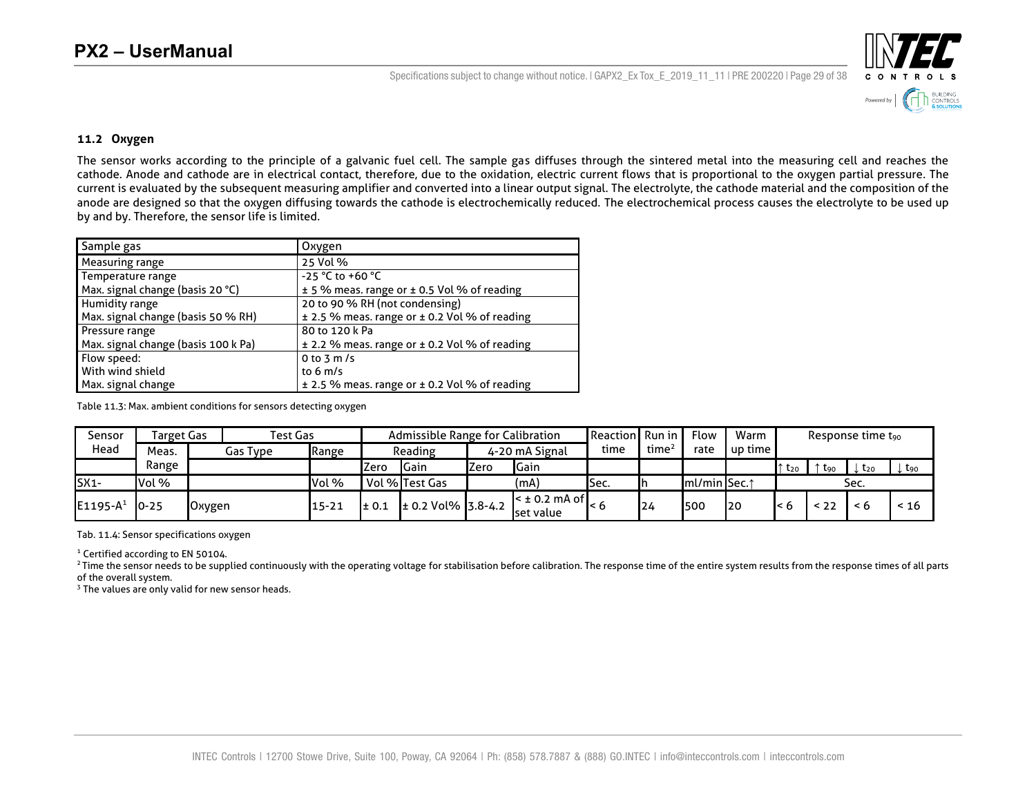### 11.2 Oxygen

The sensor works according to the principle of a galvanic fuel cell. The sample gas diffuses through the sintered metal into the measuring cell and reaches the cathode. Anode and cathode are in electrical contact, therefore, due to the oxidation, electric current flows that is proportional to the oxygen partial pressure. The current is evaluated by the subsequent measuring amplifier and converted into a linear output signal. The electrolyte, the cathode material and the composition of the anode are designed so that the oxygen diffusing towards the cathode is electrochemically reduced. The electrochemical process causes the electrolyte to be used up by and by. Therefore, the sensor life is limited.

| Sample gas | Oxygen |
|---|---|
| Measuring range | 25 Vol % |
| Temperature range<br>Max. signal change (basis 20 °C) | -25 °C to +60 °C<br>± 5 % meas. range or ± 0.5 Vol % of reading |
| Humidity range<br>Max. signal change (basis 50 % RH) | 20 to 90 % RH (not condensing)<br>± 2.5 % meas. range or ± 0.2 Vol % of reading |
| Pressure range<br>Max. signal change (basis 100 k Pa) | 80 to 120 k Pa<br>± 2.2 % meas. range or ± 0.2 Vol % of reading |
| Flow speed:<br>With wind shield<br>Max. signal change | 0 to 3 m /s<br>to 6 m/s<br>± 2.5 % meas. range or ± 0.2 Vol % of reading |

Table 11.3: Max. ambient conditions for sensors detecting oxygen

| Sensor Head | Target Gas | Test Gas | | Admissible Range for Calibration | | | | Reaction time | Run in time[2] | Flow rate | Warm up time | Response time $t_{90}$ | | | |
|---|---|---|---|---|---|---|---|---|---|---|---|---|---|---|---|
| | Meas. Range | Gas Type | Range | Reading | | 4-20 mA Signal | | | | | | | | | |
| | | | | Zero | Gain | Zero | Gain | | | | | ↑ $t_{20}$ | ↑ $t_{90}$ | ↓ $t_{20}$ | ↓ $t_{90}$ |
| SX1- | Vol % | | Vol % | Vol % | Test Gas | (mA) | | Sec. | h | ml/min | Sec.↑ | Sec. | | | |
| E1195-A[1] | 0-25 | Oxygen | 15-21 | ± 0.1 | ± 0.2 Vol% | 3.8-4.2 | < ± 0.2 mA of set value | < 6 | 24 | 500 | 20 | < 6 | < 22 | < 6 | < 16 |

Tab. 11.4: Sensor specifications oxygen

[1] Certified according to EN 50104.

[2] Time the sensor needs to be supplied continuously with the operating voltage for stabilisation before calibration. The response time of the entire system results from the response times of all parts of the overall system.

[3] The values are only valid for new sensor heads.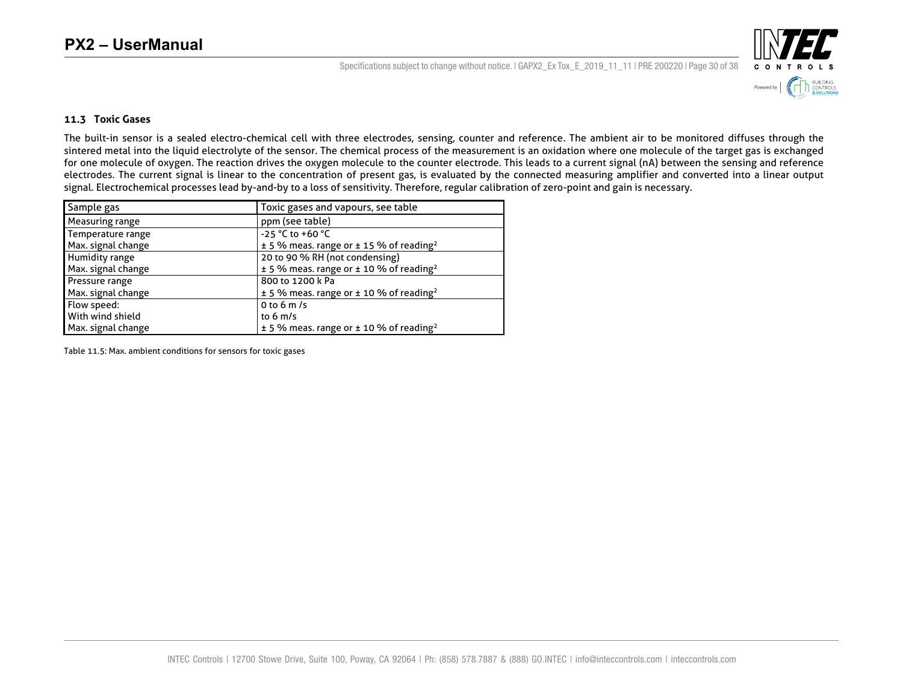### 11.3 Toxic Gases

The built-in sensor is a sealed electro-chemical cell with three electrodes, sensing, counter and reference. The ambient air to be monitored diffuses through the sintered metal into the liquid electrolyte of the sensor. The chemical process of the measurement is an oxidation where one molecule of the target gas is exchanged for one molecule of oxygen. The reaction drives the oxygen molecule to the counter electrode. This leads to a current signal (nA) between the sensing and reference electrodes. The current signal is linear to the concentration of present gas, is evaluated by the connected measuring amplifier and converted into a linear output signal. Electrochemical processes lead by-and-by to a loss of sensitivity. Therefore, regular calibration of zero-point and gain is necessary.

| Sample gas | Toxic gases and vapours, see table |
|---|---|
| Measuring range | ppm (see table) |
| Temperature range<br>Max. signal change | -25 °C to +60 °C<br>± 5 % meas. range or ± 15 % of reading[2] |
| Humidity range<br>Max. signal change | 20 to 90 % RH (not condensing)<br>± 5 % meas. range or ± 10 % of reading[2] |
| Pressure range<br>Max. signal change | 800 to 1200 k Pa<br>± 5 % meas. range or ± 10 % of reading[2] |
| Flow speed:<br>With wind shield<br>Max. signal change | 0 to 6 m /s<br>to 6 m/s<br>± 5 % meas. range or ± 10 % of reading[2] |

Table 11.5: Max. ambient conditions for sensors for toxic gases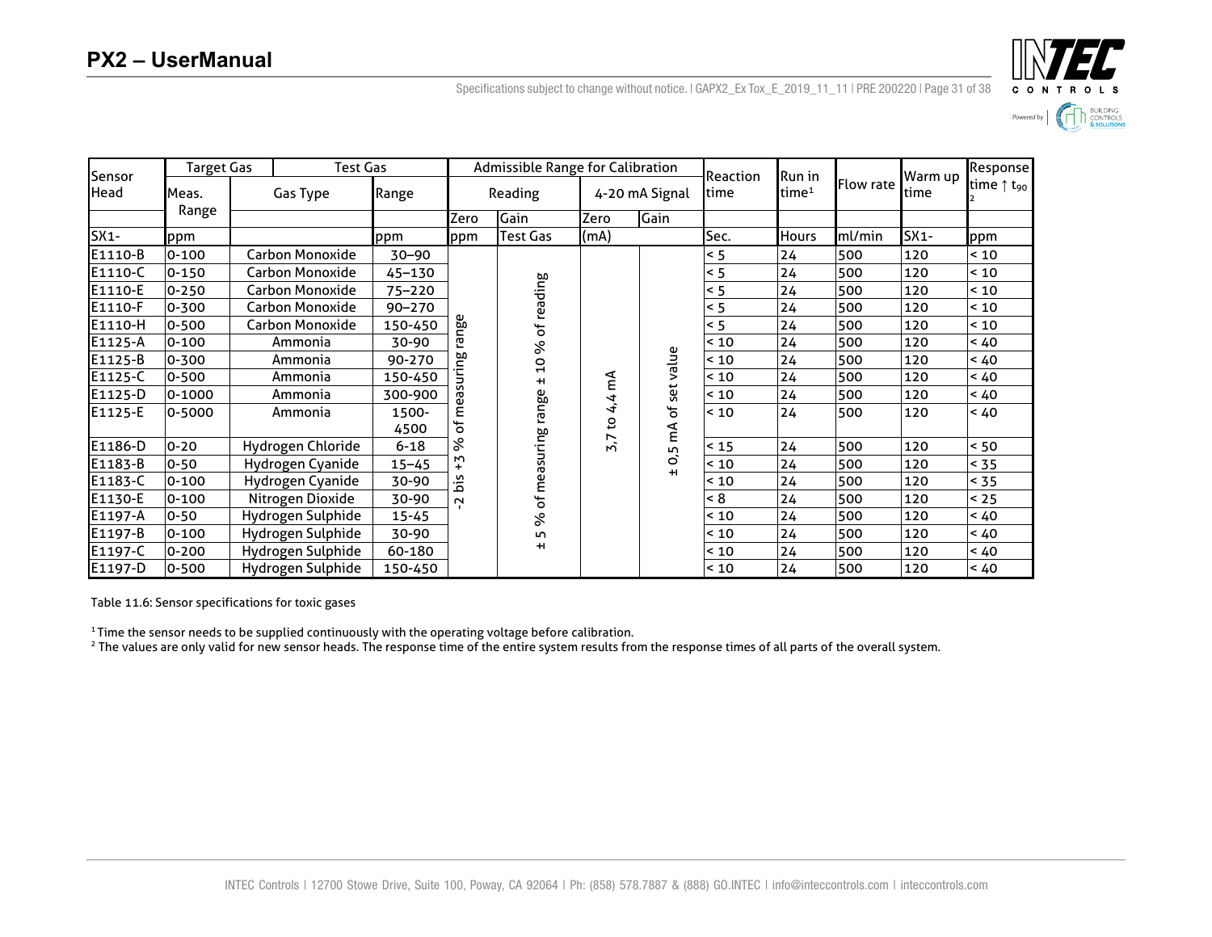| Sensor Head | Target Gas | Test Gas | | Admissible Range for Calibration | | | | Reaction time | Run in time[1] | Flow rate | Warm up time | Response time ↑ $t_{90}$ [2] |
|---|---|---|---|---|---|---|---|---|---|---|---|---|
| | Meas. Range | Gas Type | Range | Reading | | 4-20 mA Signal | | | | | | |
| | | | | Zero | Gain | Zero | Gain | | | | | |
| SX1- | ppm | | ppm | ppm | Test Gas | (mA) | | Sec. | Hours | ml/min | SX1- | ppm |
| E1110-B | 0-100 | Carbon Monoxide | 30–90 | -2 bis +3 % of measuring range | ± 5 % of measuring range ± 10 % of reading | 3,7 to 4,4 mA | ± 0,5 mA of set value | < 5 | 24 | 500 | 120 | < 10 |
| E1110-C | 0-150 | Carbon Monoxide | 45–130 | | | | | < 5 | 24 | 500 | 120 | < 10 |
| E1110-E | 0-250 | Carbon Monoxide | 75–220 | | | | | < 5 | 24 | 500 | 120 | < 10 |
| E1110-F | 0-300 | Carbon Monoxide | 90–270 | | | | | < 5 | 24 | 500 | 120 | < 10 |
| E1110-H | 0-500 | Carbon Monoxide | 150-450 | | | | | < 5 | 24 | 500 | 120 | < 10 |
| E1125-A | 0-100 | Ammonia | 30-90 | | | | | < 10 | 24 | 500 | 120 | < 40 |
| E1125-B | 0-300 | Ammonia | 90-270 | | | | | < 10 | 24 | 500 | 120 | < 40 |
| E1125-C | 0-500 | Ammonia | 150-450 | | | | | < 10 | 24 | 500 | 120 | < 40 |
| E1125-D | 0-1000 | Ammonia | 300-900 | | | | | < 10 | 24 | 500 | 120 | < 40 |
| E1125-E | 0-5000 | Ammonia | 1500-4500 | | | | | < 10 | 24 | 500 | 120 | < 40 |
| E1186-D | 0-20 | Hydrogen Chloride | 6-18 | | | | | < 15 | 24 | 500 | 120 | < 50 |
| E1183-B | 0-50 | Hydrogen Cyanide | 15–45 | | | | | < 10 | 24 | 500 | 120 | < 35 |
| E1183-C | 0-100 | Hydrogen Cyanide | 30-90 | | | | | < 10 | 24 | 500 | 120 | < 35 |
| E1130-E | 0-100 | Nitrogen Dioxide | 30-90 | | | | | < 8 | 24 | 500 | 120 | < 25 |
| E1197-A | 0-50 | Hydrogen Sulphide | 15-45 | | | | | < 10 | 24 | 500 | 120 | < 40 |
| E1197-B | 0-100 | Hydrogen Sulphide | 30-90 | | | | | < 10 | 24 | 500 | 120 | < 40 |
| E1197-C | 0-200 | Hydrogen Sulphide | 60-180 | | | | | < 10 | 24 | 500 | 120 | < 40 |
| E1197-D | 0-500 | Hydrogen Sulphide | 150-450 | | | | | < 10 | 24 | 500 | 120 | < 40 |

Table 11.6: Sensor specifications for toxic gases

[1] Time the sensor needs to be supplied continuously with the operating voltage before calibration.
[2] The values are only valid for new sensor heads. The response time of the entire system results from the response times of all parts of the overall system.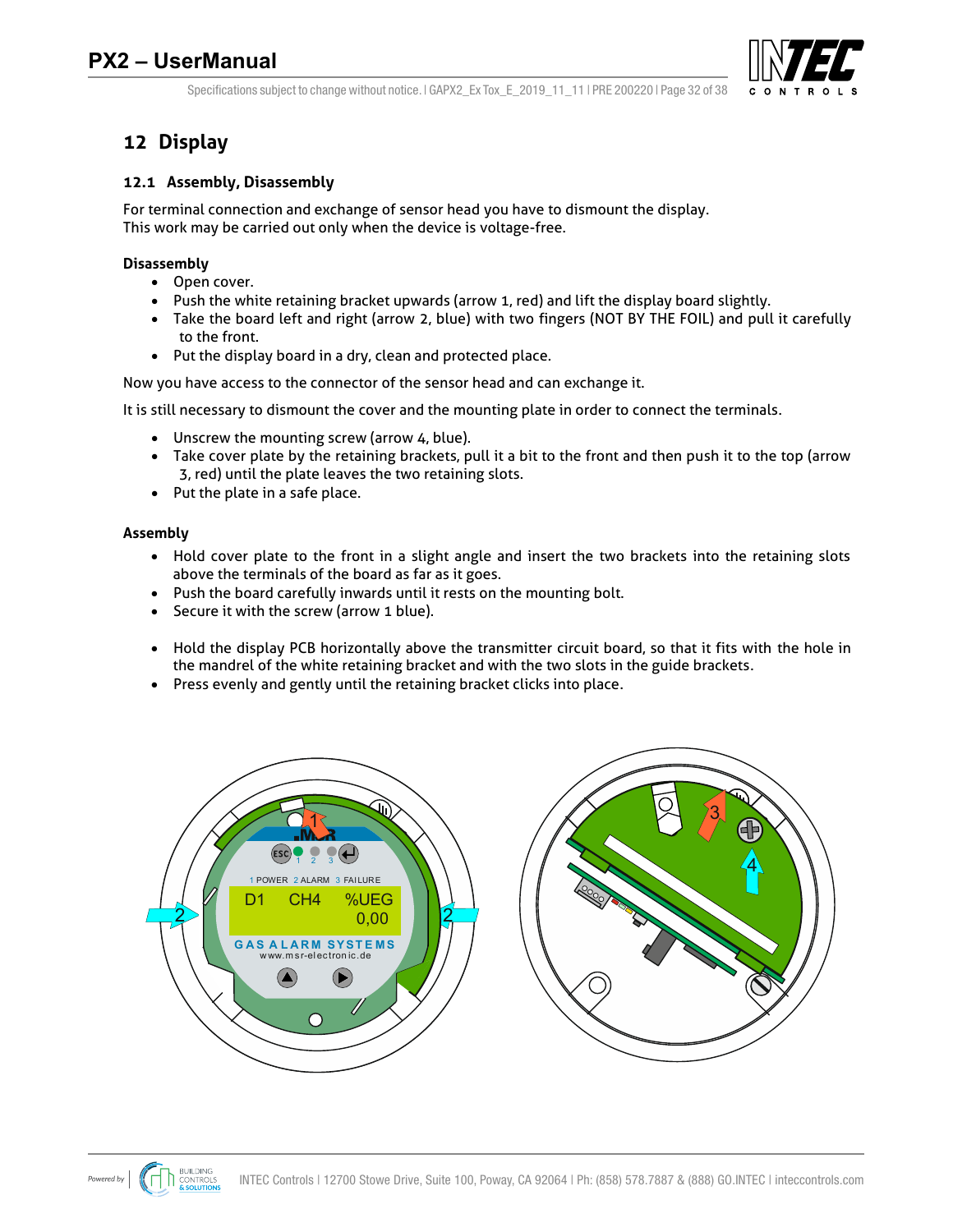# 12 Display

## 12.1 Assembly, Disassembly

For terminal connection and exchange of sensor head you have to dismount the display.
This work may be carried out only when the device is voltage-free.

**Disassembly**

- Open cover.
- Push the white retaining bracket upwards (arrow 1, red) and lift the display board slightly.
- Take the board left and right (arrow 2, blue) with two fingers (NOT BY THE FOIL) and pull it carefully to the front.
- Put the display board in a dry, clean and protected place.

Now you have access to the connector of the sensor head and can exchange it.

It is still necessary to dismount the cover and the mounting plate in order to connect the terminals.

- Unscrew the mounting screw (arrow 4, blue).
- Take cover plate by the retaining brackets, pull it a bit to the front and then push it to the top (arrow 3, red) until the plate leaves the two retaining slots.
- Put the plate in a safe place.

**Assembly**

- Hold cover plate to the front in a slight angle and insert the two brackets into the retaining slots above the terminals of the board as far as it goes.
- Push the board carefully inwards until it rests on the mounting bolt.
- Secure it with the screw (arrow 1 blue).

- Hold the display PCB horizontally above the transmitter circuit board, so that it fits with the hole in the mandrel of the white retaining bracket and with the two slots in the guide brackets.
- Press evenly and gently until the retaining bracket clicks into place.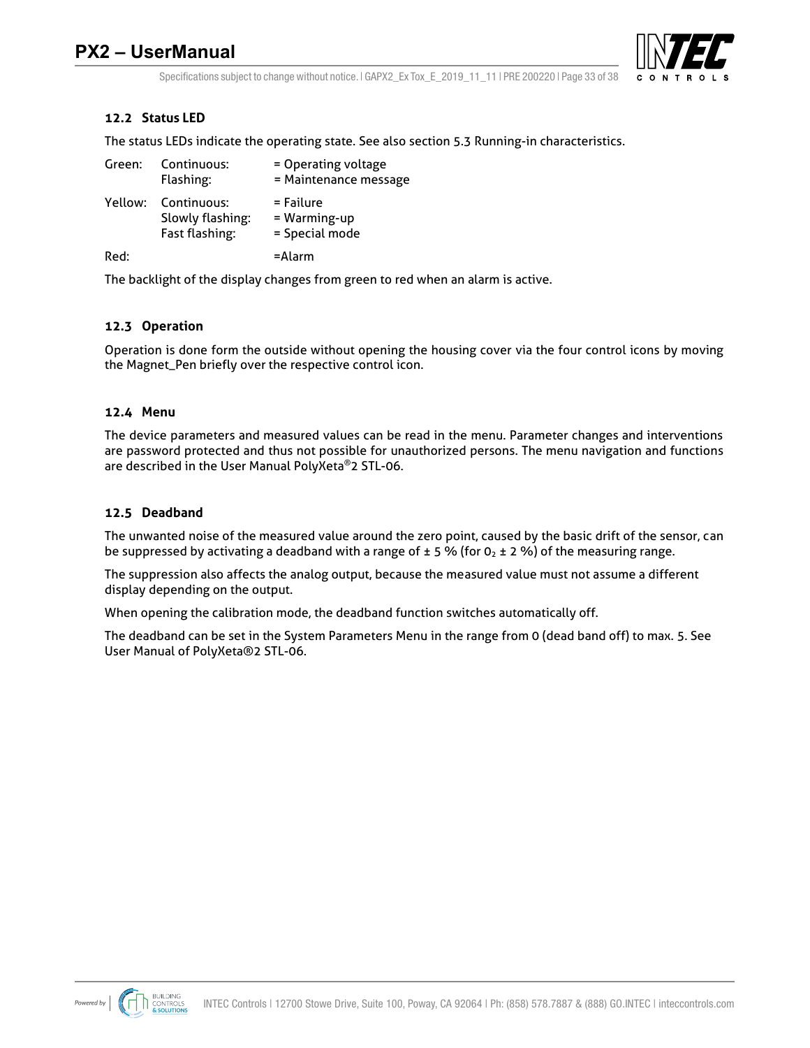## 12.2 Status LED

The status LEDs indicate the operating state. See also section 5.3 Running-in characteristics.

| | | |
|---|---|---|
| Green: | Continuous: | = Operating voltage |
| | Flashing: | = Maintenance message |
| Yellow: | Continuous: | = Failure |
| | Slowly flashing: | = Warming-up |
| | Fast flashing: | = Special mode |
| Red: | | =Alarm |

The backlight of the display changes from green to red when an alarm is active.

## 12.3 Operation

Operation is done form the outside without opening the housing cover via the four control icons by moving the Magnet_Pen briefly over the respective control icon.

## 12.4 Menu

The device parameters and measured values can be read in the menu. Parameter changes and interventions are password protected and thus not possible for unauthorized persons. The menu navigation and functions are described in the User Manual PolyXeta®2 STL-06.

## 12.5 Deadband

The unwanted noise of the measured value around the zero point, caused by the basic drift of the sensor, can be suppressed by activating a deadband with a range of ± 5 % (for $0_2$ ± 2 %) of the measuring range.

The suppression also affects the analog output, because the measured value must not assume a different display depending on the output.

When opening the calibration mode, the deadband function switches automatically off.

The deadband can be set in the System Parameters Menu in the range from 0 (dead band off) to max. 5. See User Manual of PolyXeta®2 STL-06.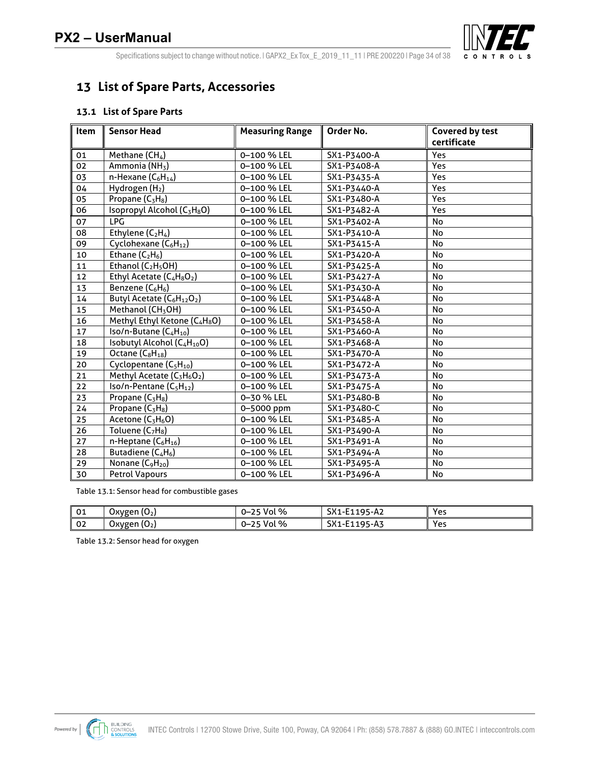# 13 List of Spare Parts, Accessories

## 13.1 List of Spare Parts

| Item | Sensor Head | Measuring Range | Order No. | Covered by test certificate |
|---|---|---|---|---|
| 01 | Methane ($CH_4$) | 0–100 % LEL | SX1-P3400-A | Yes |
| 02 | Ammonia ($NH_3$) | 0–100 % LEL | SX1-P3408-A | Yes |
| 03 | n-Hexane ($C_6H_{14}$) | 0–100 % LEL | SX1-P3435-A | Yes |
| 04 | Hydrogen ($H_2$) | 0–100 % LEL | SX1-P3440-A | Yes |
| 05 | Propane ($C_3H_8$) | 0–100 % LEL | SX1-P3480-A | Yes |
| 06 | Isopropyl Alcohol ($C_3H_8O$) | 0–100 % LEL | SX1-P3482-A | Yes |
| 07 | LPG | 0–100 % LEL | SX1-P3402-A | No |
| 08 | Ethylene ($C_2H_4$) | 0–100 % LEL | SX1-P3410-A | No |
| 09 | Cyclohexane ($C_6H_{12}$) | 0–100 % LEL | SX1-P3415-A | No |
| 10 | Ethane ($C_2H_6$) | 0–100 % LEL | SX1-P3420-A | No |
| 11 | Ethanol ($C_2H_5OH$) | 0–100 % LEL | SX1-P3425-A | No |
| 12 | Ethyl Acetate ($C_4H_8O_2$) | 0–100 % LEL | SX1-P3427-A | No |
| 13 | Benzene ($C_6H_6$) | 0–100 % LEL | SX1-P3430-A | No |
| 14 | Butyl Acetate ($C_6H_{12}O_2$) | 0–100 % LEL | SX1-P3448-A | No |
| 15 | Methanol ($CH_3OH$) | 0–100 % LEL | SX1-P3450-A | No |
| 16 | Methyl Ethyl Ketone ($C_4H_8O$) | 0–100 % LEL | SX1-P3458-A | No |
| 17 | Iso/n-Butane ($C_4H_{10}$) | 0–100 % LEL | SX1-P3460-A | No |
| 18 | Isobutyl Alcohol ($C_4H_{10}O$) | 0–100 % LEL | SX1-P3468-A | No |
| 19 | Octane ($C_8H_{18}$) | 0–100 % LEL | SX1-P3470-A | No |
| 20 | Cyclopentane ($C_5H_{10}$) | 0–100 % LEL | SX1-P3472-A | No |
| 21 | Methyl Acetate ($C_3H_6O_2$) | 0–100 % LEL | SX1-P3473-A | No |
| 22 | Iso/n-Pentane ($C_5H_{12}$) | 0–100 % LEL | SX1-P3475-A | No |
| 23 | Propane ($C_3H_8$) | 0–30 % LEL | SX1-P3480-B | No |
| 24 | Propane ($C_3H_8$) | 0–5000 ppm | SX1-P3480-C | No |
| 25 | Acetone ($C_3H_6O$) | 0–100 % LEL | SX1-P3485-A | No |
| 26 | Toluene ($C_7H_8$) | 0–100 % LEL | SX1-P3490-A | No |
| 27 | n-Heptane ($C_6H_{16}$) | 0–100 % LEL | SX1-P3491-A | No |
| 28 | Butadiene ($C_4H_6$) | 0–100 % LEL | SX1-P3494-A | No |
| 29 | Nonane ($C_9H_{20}$) | 0–100 % LEL | SX1-P3495-A | No |
| 30 | Petrol Vapours | 0–100 % LEL | SX1-P3496-A | No |

Table 13.1: Sensor head for combustible gases

| Item | Sensor Head | Measuring Range | Order No. | Covered by test certificate |
|---|---|---|---|---|
| 01 | Oxygen ($O_2$) | 0–25 Vol % | SX1-E1195-A2 | Yes |
| 02 | Oxygen ($O_2$) | 0–25 Vol % | SX1-E1195-A3 | Yes |

Table 13.2: Sensor head for oxygen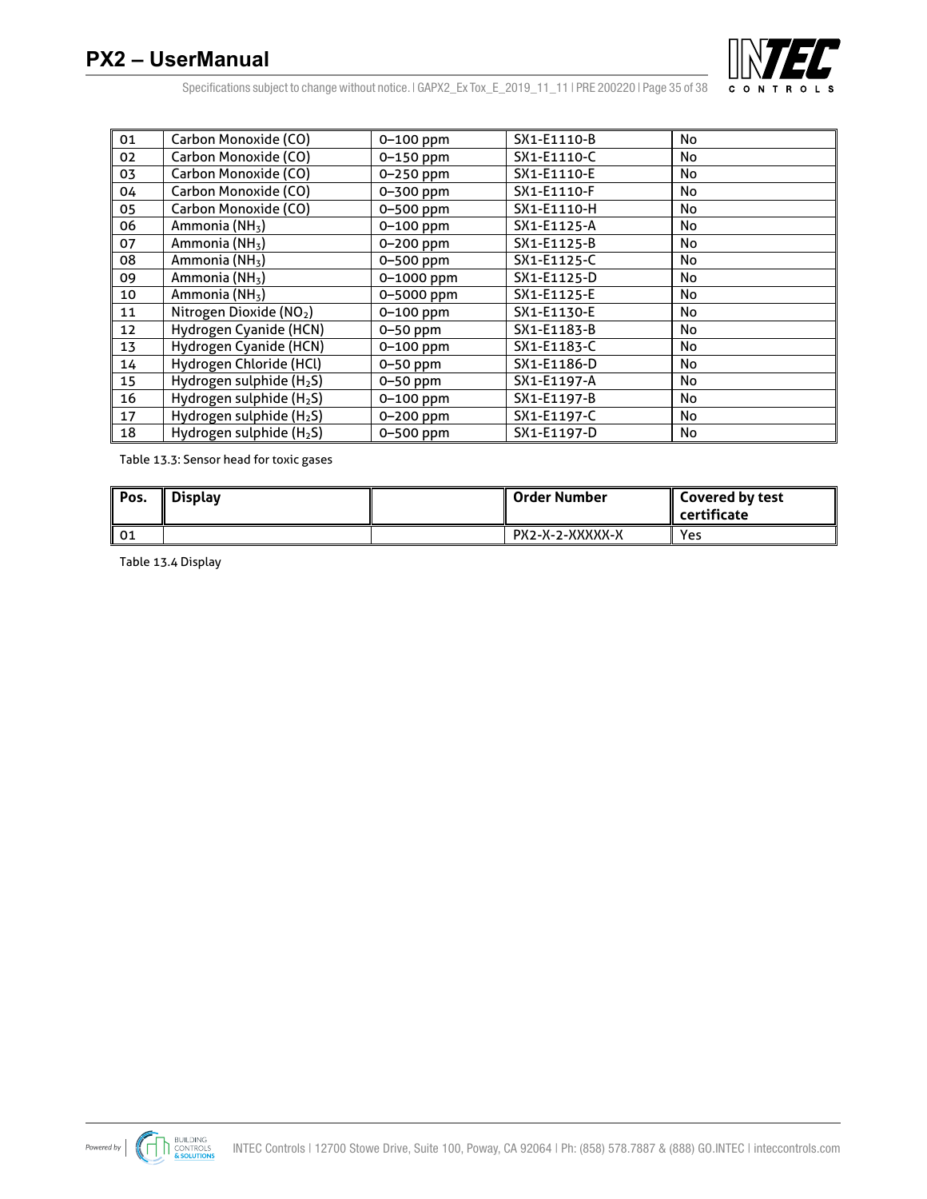| 01 | Carbon Monoxide (CO) | 0–100 ppm | SX1-E1110-B | No |
|---|---|---|---|---|
| 02 | Carbon Monoxide (CO) | 0–150 ppm | SX1-E1110-C | No |
| 03 | Carbon Monoxide (CO) | 0–250 ppm | SX1-E1110-E | No |
| 04 | Carbon Monoxide (CO) | 0–300 ppm | SX1-E1110-F | No |
| 05 | Carbon Monoxide (CO) | 0–500 ppm | SX1-E1110-H | No |
| 06 | Ammonia ($NH_3$) | 0–100 ppm | SX1-E1125-A | No |
| 07 | Ammonia ($NH_3$) | 0–200 ppm | SX1-E1125-B | No |
| 08 | Ammonia ($NH_3$) | 0–500 ppm | SX1-E1125-C | No |
| 09 | Ammonia ($NH_3$) | 0–1000 ppm | SX1-E1125-D | No |
| 10 | Ammonia ($NH_3$) | 0–5000 ppm | SX1-E1125-E | No |
| 11 | Nitrogen Dioxide ($NO_2$) | 0–100 ppm | SX1-E1130-E | No |
| 12 | Hydrogen Cyanide (HCN) | 0–50 ppm | SX1-E1183-B | No |
| 13 | Hydrogen Cyanide (HCN) | 0–100 ppm | SX1-E1183-C | No |
| 14 | Hydrogen Chloride (HCl) | 0–50 ppm | SX1-E1186-D | No |
| 15 | Hydrogen sulphide ($H_2S$) | 0–50 ppm | SX1-E1197-A | No |
| 16 | Hydrogen sulphide ($H_2S$) | 0–100 ppm | SX1-E1197-B | No |
| 17 | Hydrogen sulphide ($H_2S$) | 0–200 ppm | SX1-E1197-C | No |
| 18 | Hydrogen sulphide ($H_2S$) | 0–500 ppm | SX1-E1197-D | No |

Table 13.3: Sensor head for toxic gases

| Pos. | Display | | Order Number | Covered by test certificate |
|---|---|---|---|---|
| 01 | | | PX2-X-2-XXXXX-X | Yes |

Table 13.4 Display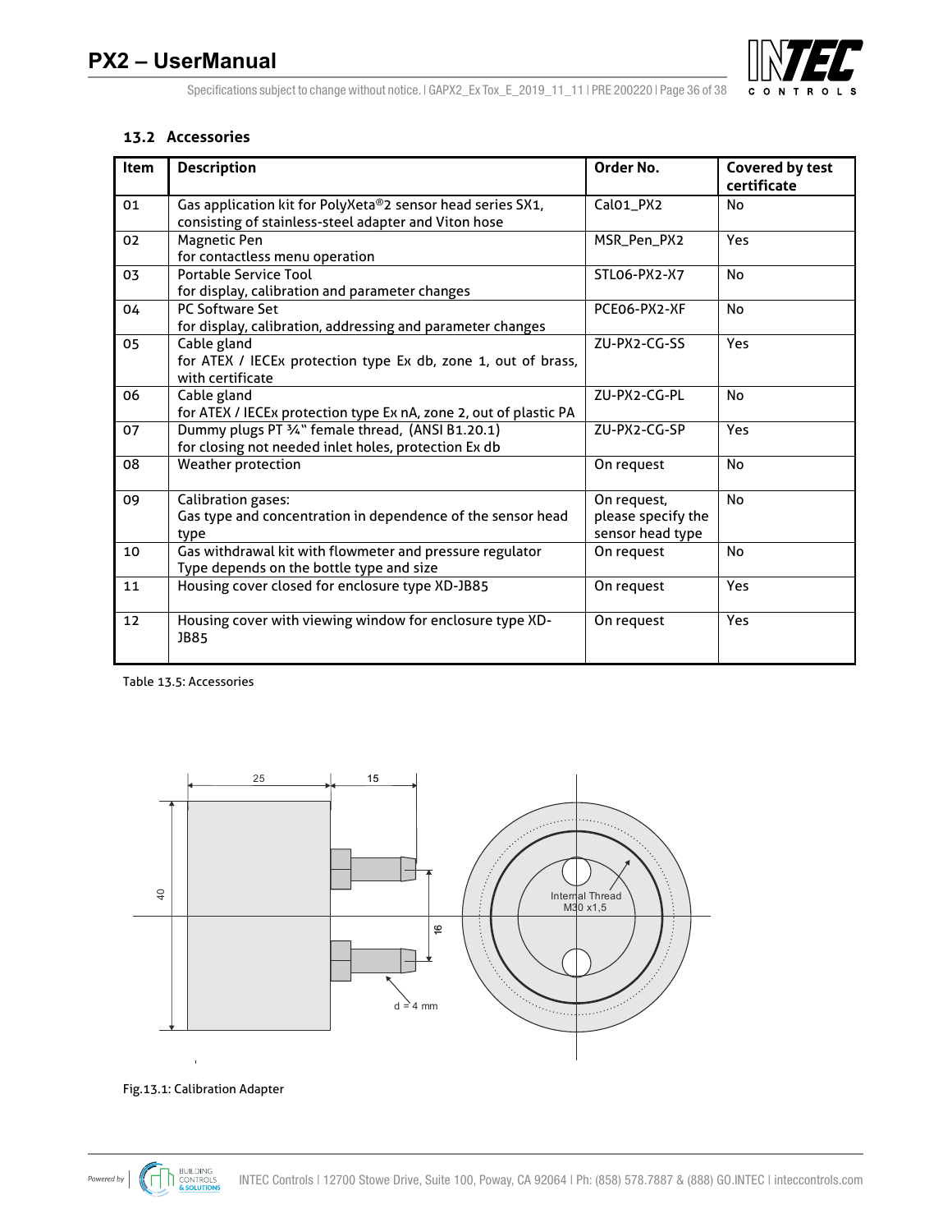### 13.2 Accessories

| Item | Description | Order No. | Covered by test certificate |
|---|---|---|---|
| 01 | Gas application kit for PolyXeta®2 sensor head series SX1, consisting of stainless-steel adapter and Viton hose | Cal01_PX2 | No |
| 02 | Magnetic Pen<br>for contactless menu operation | MSR_Pen_PX2 | Yes |
| 03 | Portable Service Tool<br>for display, calibration and parameter changes | STL06-PX2-X7 | No |
| 04 | PC Software Set<br>for display, calibration, addressing and parameter changes | PCE06-PX2-XF | No |
| 05 | Cable gland<br>for ATEX / IECEx protection type Ex db, zone 1, out of brass, with certificate | ZU-PX2-CG-SS | Yes |
| 06 | Cable gland<br>for ATEX / IECEx protection type Ex nA, zone 2, out of plastic PA | ZU-PX2-CG-PL | No |
| 07 | Dummy plugs PT ¾" female thread, (ANSI B1.20.1)<br>for closing not needed inlet holes, protection Ex db | ZU-PX2-CG-SP | Yes |
| 08 | Weather protection | On request | No |
| 09 | Calibration gases:<br>Gas type and concentration in dependence of the sensor head type | On request, please specify the sensor head type | No |
| 10 | Gas withdrawal kit with flowmeter and pressure regulator<br>Type depends on the bottle type and size | On request | No |
| 11 | Housing cover closed for enclosure type XD-JB85 | On request | Yes |
| 12 | Housing cover with viewing window for enclosure type XD-JB85 | On request | Yes |

Table 13.5: Accessories

Fig.13.1: Calibration Adapter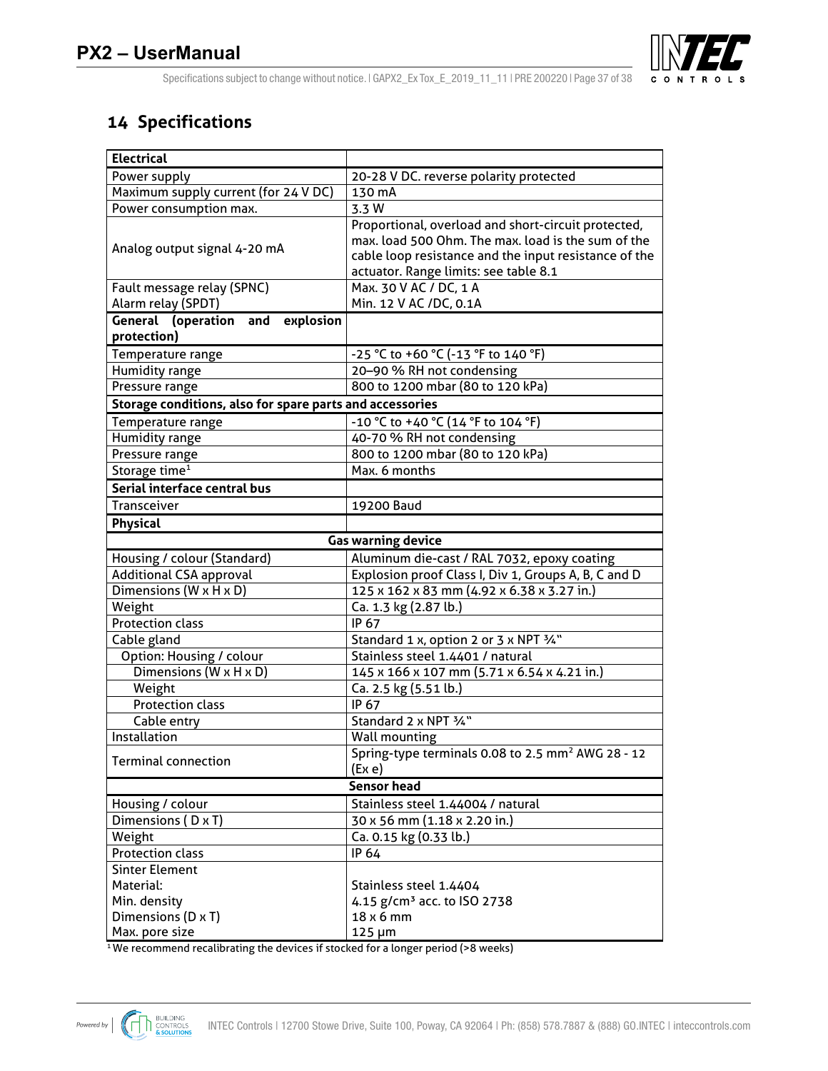# 14 Specifications

| **Electrical** | |
|---|---|
| Power supply | 20-28 V DC. reverse polarity protected |
| Maximum supply current (for 24 V DC) | 130 mA |
| Power consumption max. | 3.3 W |
| Analog output signal 4-20 mA | Proportional, overload and short-circuit protected, max. load 500 Ohm. The max. load is the sum of the cable loop resistance and the input resistance of the actuator. Range limits: see table 8.1 |
| Fault message relay (SPNC)<br>Alarm relay (SPDT) | Max. 30 V AC / DC, 1 A<br>Min. 12 V AC /DC, 0.1A |
| **General (operation and explosion protection)** | |
| Temperature range | -25 °C to +60 °C (-13 °F to 140 °F) |
| Humidity range | 20–90 % RH not condensing |
| Pressure range | 800 to 1200 mbar (80 to 120 kPa) |
| **Storage conditions, also for spare parts and accessories** | |
| Temperature range | -10 °C to +40 °C (14 °F to 104 °F) |
| Humidity range | 40-70 % RH not condensing |
| Pressure range | 800 to 1200 mbar (80 to 120 kPa) |
| Storage time[1] | Max. 6 months |
| **Serial interface central bus** | |
| Transceiver | 19200 Baud |
| **Physical** | |
| **Gas warning device** | |
| Housing / colour (Standard) | Aluminum die-cast / RAL 7032, epoxy coating |
| Additional CSA approval | Explosion proof Class I, Div 1, Groups A, B, C and D |
| Dimensions (W x H x D) | 125 x 162 x 83 mm (4.92 x 6.38 x 3.27 in.) |
| Weight | Ca. 1.3 kg (2.87 lb.) |
| Protection class | IP 67 |
| Cable gland | Standard 1 x, option 2 or 3 x NPT ¾" |
| Option: Housing / colour | Stainless steel 1.4401 / natural |
| Dimensions (W x H x D) | 145 x 166 x 107 mm (5.71 x 6.54 x 4.21 in.) |
| Weight | Ca. 2.5 kg (5.51 lb.) |
| Protection class | IP 67 |
| Cable entry | Standard 2 x NPT ¾" |
| Installation | Wall mounting |
| Terminal connection | Spring-type terminals 0.08 to 2.5 mm² AWG 28 - 12 (Ex e) |
| **Sensor head** | |
| Housing / colour | Stainless steel 1.44004 / natural |
| Dimensions ( D x T) | 30 x 56 mm (1.18 x 2.20 in.) |
| Weight | Ca. 0.15 kg (0.33 lb.) |
| Protection class | IP 64 |
| Sinter Element<br>Material:<br>Min. density<br>Dimensions (D x T)<br>Max. pore size | <br>Stainless steel 1.4404<br>4.15 g/cm³ acc. to ISO 2738<br>18 x 6 mm<br>125 µm |

[1] We recommend recalibrating the devices if stocked for a longer period (>8 weeks)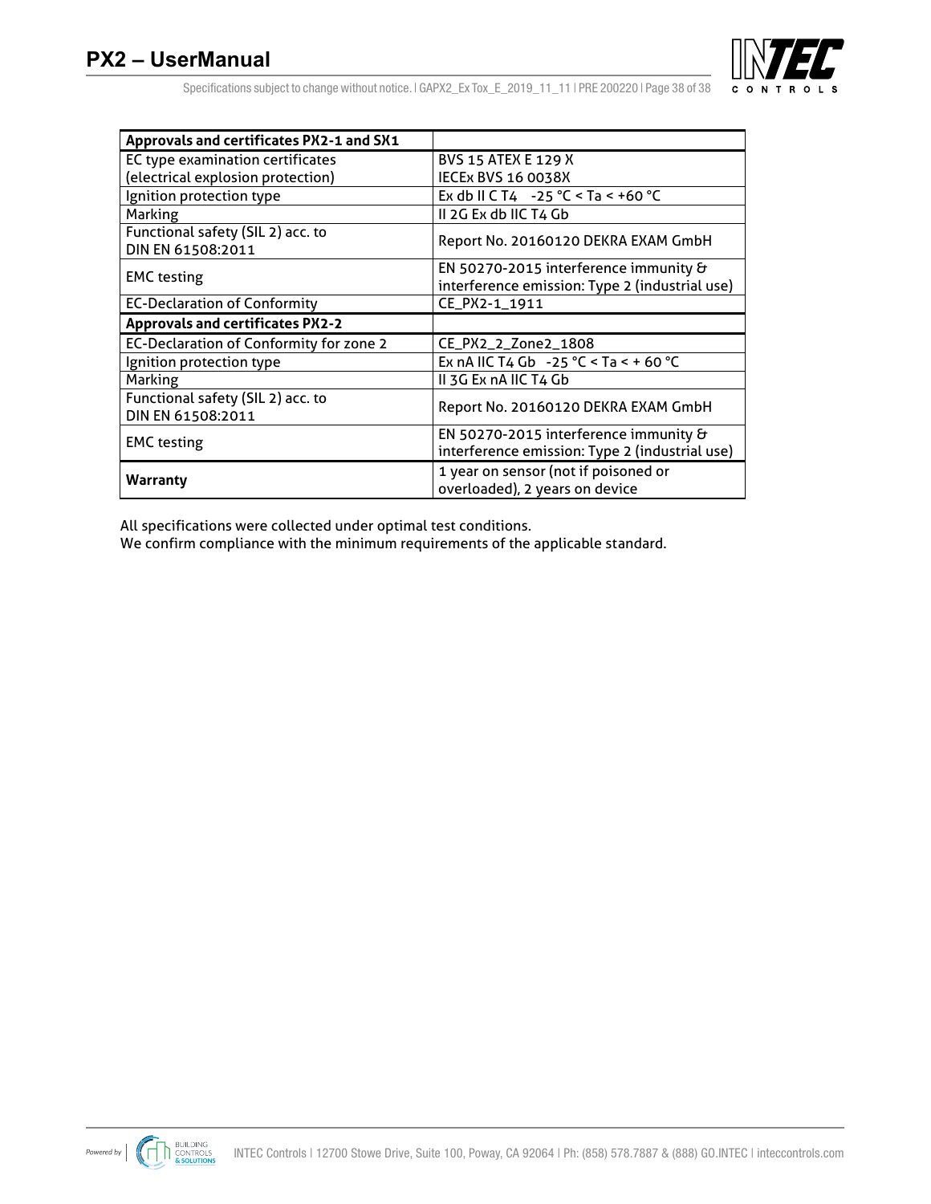| Approvals and certificates PX2-1 and SX1 | |
|---|---|
| EC type examination certificates (electrical explosion protection) | BVS 15 ATEX E 129 X<br>IECEx BVS 16 0038X |
| Ignition protection type | Ex db II C T4 -25 °C < Ta < +60 °C |
| Marking | II 2G Ex db IIC T4 Gb |
| Functional safety (SIL 2) acc. to DIN EN 61508:2011 | Report No. 20160120 DEKRA EXAM GmbH |
| EMC testing | EN 50270-2015 interference immunity & interference emission: Type 2 (industrial use) |
| EC-Declaration of Conformity | CE_PX2-1_1911 |
| **Approvals and certificates PX2-2** | |
| EC-Declaration of Conformity for zone 2 | CE_PX2_2_Zone2_1808 |
| Ignition protection type | Ex nA IIC T4 Gb -25 °C < Ta < + 60 °C |
| Marking | II 3G Ex nA IIC T4 Gb |
| Functional safety (SIL 2) acc. to DIN EN 61508:2011 | Report No. 20160120 DEKRA EXAM GmbH |
| EMC testing | EN 50270-2015 interference immunity & interference emission: Type 2 (industrial use) |
| **Warranty** | 1 year on sensor (not if poisoned or overloaded), 2 years on device |

All specifications were collected under optimal test conditions.
We confirm compliance with the minimum requirements of the applicable standard.